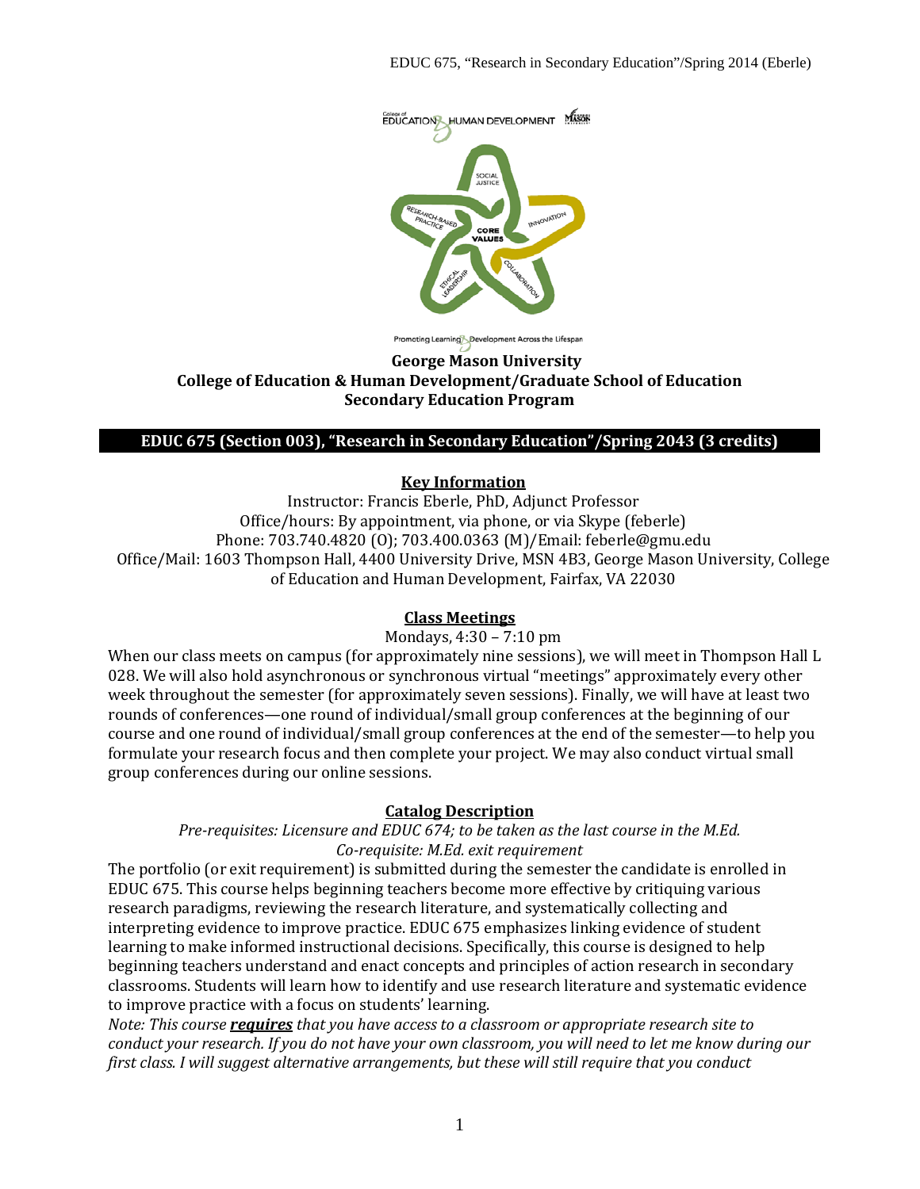George Mason University
College of Education & Human Development/Graduate School of Education
Secondary Education Program

# EDUC 675 (Section 003), "Research in Secondary Education"/Spring 2043 (3 credits)

## Key Information

Instructor: Francis Eberle, PhD, Adjunct Professor
Office/hours: By appointment, via phone, or via Skype (feberle)
Phone: 703.740.4820 (O); 703.400.0363 (M)/Email: feberle@gmu.edu
Office/Mail: 1603 Thompson Hall, 4400 University Drive, MSN 4B3, George Mason University, College of Education and Human Development, Fairfax, VA 22030

## Class Meetings

Mondays, 4:30 – 7:10 pm

When our class meets on campus (for approximately nine sessions), we will meet in Thompson Hall L 028. We will also hold asynchronous or synchronous virtual "meetings" approximately every other week throughout the semester (for approximately seven sessions). Finally, we will have at least two rounds of conferences—one round of individual/small group conferences at the beginning of our course and one round of individual/small group conferences at the end of the semester—to help you formulate your research focus and then complete your project. We may also conduct virtual small group conferences during our online sessions.

## Catalog Description

*Pre-requisites: Licensure and EDUC 674; to be taken as the last course in the M.Ed.*
*Co-requisite: M.Ed. exit requirement*

The portfolio (or exit requirement) is submitted during the semester the candidate is enrolled in EDUC 675. This course helps beginning teachers become more effective by critiquing various research paradigms, reviewing the research literature, and systematically collecting and interpreting evidence to improve practice. EDUC 675 emphasizes linking evidence of student learning to make informed instructional decisions. Specifically, this course is designed to help beginning teachers understand and enact concepts and principles of action research in secondary classrooms. Students will learn how to identify and use research literature and systematic evidence to improve practice with a focus on students' learning.

*Note: This course* ***requires*** *that you have access to a classroom or appropriate research site to conduct your research. If you do not have your own classroom, you will need to let me know during our first class. I will suggest alternative arrangements, but these will still require that you conduct*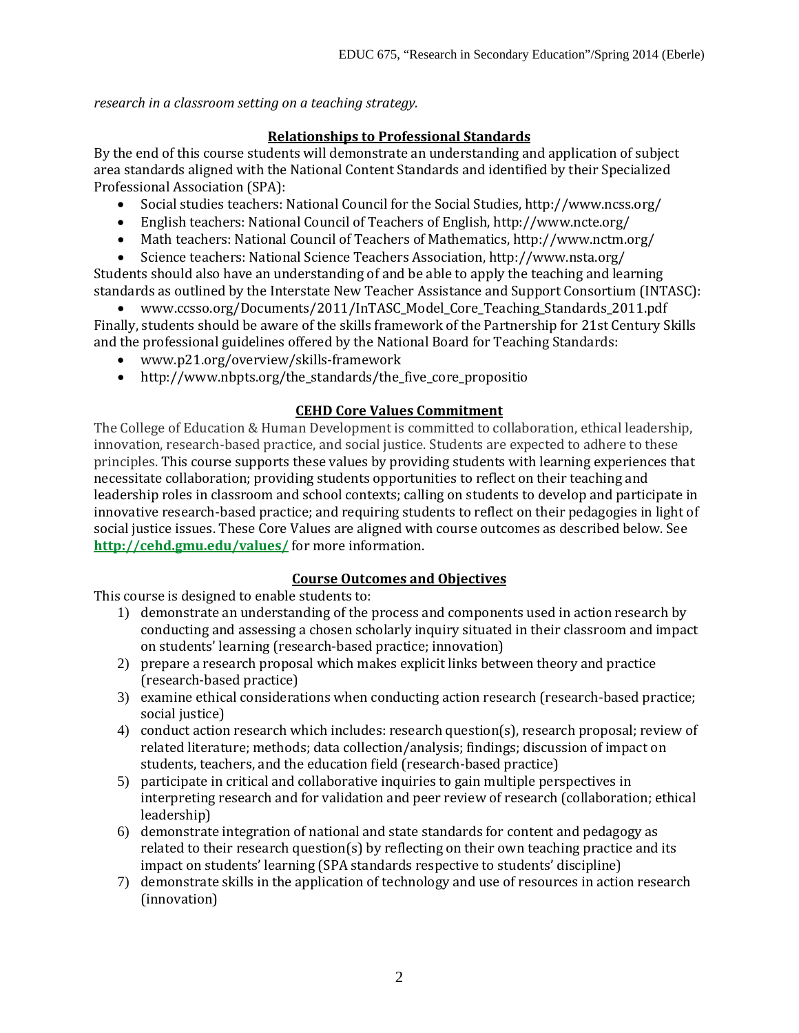*research in a classroom setting on a teaching strategy.*

## Relationships to Professional Standards

By the end of this course students will demonstrate an understanding and application of subject area standards aligned with the National Content Standards and identified by their Specialized Professional Association (SPA):

- Social studies teachers: National Council for the Social Studies, http://www.ncss.org/
- English teachers: National Council of Teachers of English, http://www.ncte.org/
- Math teachers: National Council of Teachers of Mathematics, http://www.nctm.org/
- Science teachers: National Science Teachers Association, http://www.nsta.org/

Students should also have an understanding of and be able to apply the teaching and learning standards as outlined by the Interstate New Teacher Assistance and Support Consortium (INTASC):

- www.ccsso.org/Documents/2011/InTASC_Model_Core_Teaching_Standards_2011.pdf

Finally, students should be aware of the skills framework of the Partnership for 21st Century Skills and the professional guidelines offered by the National Board for Teaching Standards:

- www.p21.org/overview/skills-framework
- http://www.nbpts.org/the_standards/the_five_core_propositio

## CEHD Core Values Commitment

The College of Education & Human Development is committed to collaboration, ethical leadership, innovation, research-based practice, and social justice. Students are expected to adhere to these principles. This course supports these values by providing students with learning experiences that necessitate collaboration; providing students opportunities to reflect on their teaching and leadership roles in classroom and school contexts; calling on students to develop and participate in innovative research-based practice; and requiring students to reflect on their pedagogies in light of social justice issues. These Core Values are aligned with course outcomes as described below. See **http://cehd.gmu.edu/values/** for more information.

## Course Outcomes and Objectives

This course is designed to enable students to:

1) demonstrate an understanding of the process and components used in action research by conducting and assessing a chosen scholarly inquiry situated in their classroom and impact on students' learning (research-based practice; innovation)
2) prepare a research proposal which makes explicit links between theory and practice (research-based practice)
3) examine ethical considerations when conducting action research (research-based practice; social justice)
4) conduct action research which includes: research question(s), research proposal; review of related literature; methods; data collection/analysis; findings; discussion of impact on students, teachers, and the education field (research-based practice)
5) participate in critical and collaborative inquiries to gain multiple perspectives in interpreting research and for validation and peer review of research (collaboration; ethical leadership)
6) demonstrate integration of national and state standards for content and pedagogy as related to their research question(s) by reflecting on their own teaching practice and its impact on students' learning (SPA standards respective to students' discipline)
7) demonstrate skills in the application of technology and use of resources in action research (innovation)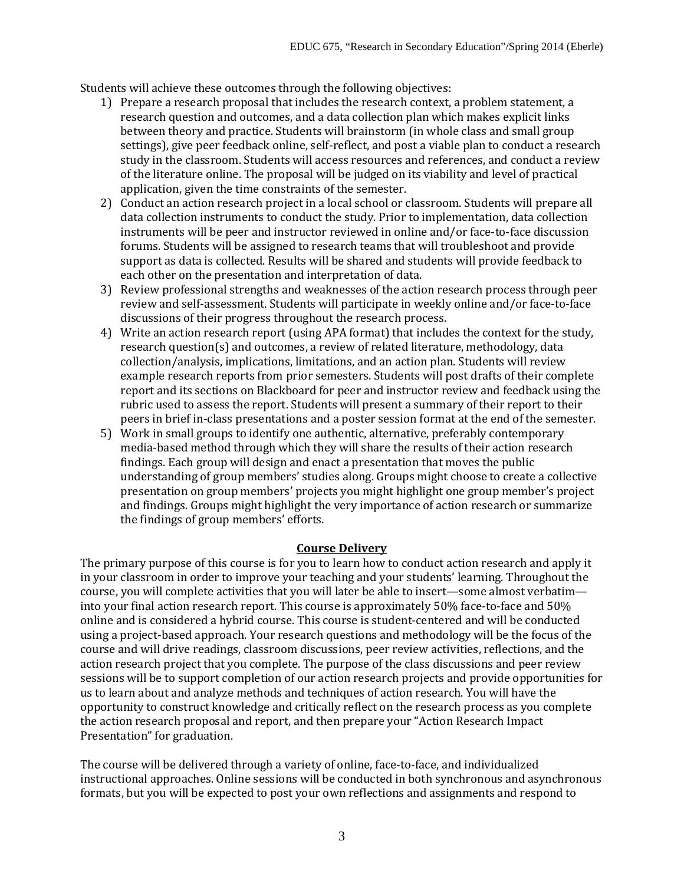Students will achieve these outcomes through the following objectives:

1) Prepare a research proposal that includes the research context, a problem statement, a research question and outcomes, and a data collection plan which makes explicit links between theory and practice. Students will brainstorm (in whole class and small group settings), give peer feedback online, self-reflect, and post a viable plan to conduct a research study in the classroom. Students will access resources and references, and conduct a review of the literature online. The proposal will be judged on its viability and level of practical application, given the time constraints of the semester.
2) Conduct an action research project in a local school or classroom. Students will prepare all data collection instruments to conduct the study. Prior to implementation, data collection instruments will be peer and instructor reviewed in online and/or face-to-face discussion forums. Students will be assigned to research teams that will troubleshoot and provide support as data is collected. Results will be shared and students will provide feedback to each other on the presentation and interpretation of data.
3) Review professional strengths and weaknesses of the action research process through peer review and self-assessment. Students will participate in weekly online and/or face-to-face discussions of their progress throughout the research process.
4) Write an action research report (using APA format) that includes the context for the study, research question(s) and outcomes, a review of related literature, methodology, data collection/analysis, implications, limitations, and an action plan. Students will review example research reports from prior semesters. Students will post drafts of their complete report and its sections on Blackboard for peer and instructor review and feedback using the rubric used to assess the report. Students will present a summary of their report to their peers in brief in-class presentations and a poster session format at the end of the semester.
5) Work in small groups to identify one authentic, alternative, preferably contemporary media-based method through which they will share the results of their action research findings. Each group will design and enact a presentation that moves the public understanding of group members' studies along. Groups might choose to create a collective presentation on group members' projects you might highlight one group member's project and findings. Groups might highlight the very importance of action research or summarize the findings of group members' efforts.

## Course Delivery

The primary purpose of this course is for you to learn how to conduct action research and apply it in your classroom in order to improve your teaching and your students' learning. Throughout the course, you will complete activities that you will later be able to insert—some almost verbatim—into your final action research report. This course is approximately 50% face-to-face and 50% online and is considered a hybrid course. This course is student-centered and will be conducted using a project-based approach. Your research questions and methodology will be the focus of the course and will drive readings, classroom discussions, peer review activities, reflections, and the action research project that you complete. The purpose of the class discussions and peer review sessions will be to support completion of our action research projects and provide opportunities for us to learn about and analyze methods and techniques of action research. You will have the opportunity to construct knowledge and critically reflect on the research process as you complete the action research proposal and report, and then prepare your "Action Research Impact Presentation" for graduation.

The course will be delivered through a variety of online, face-to-face, and individualized instructional approaches. Online sessions will be conducted in both synchronous and asynchronous formats, but you will be expected to post your own reflections and assignments and respond to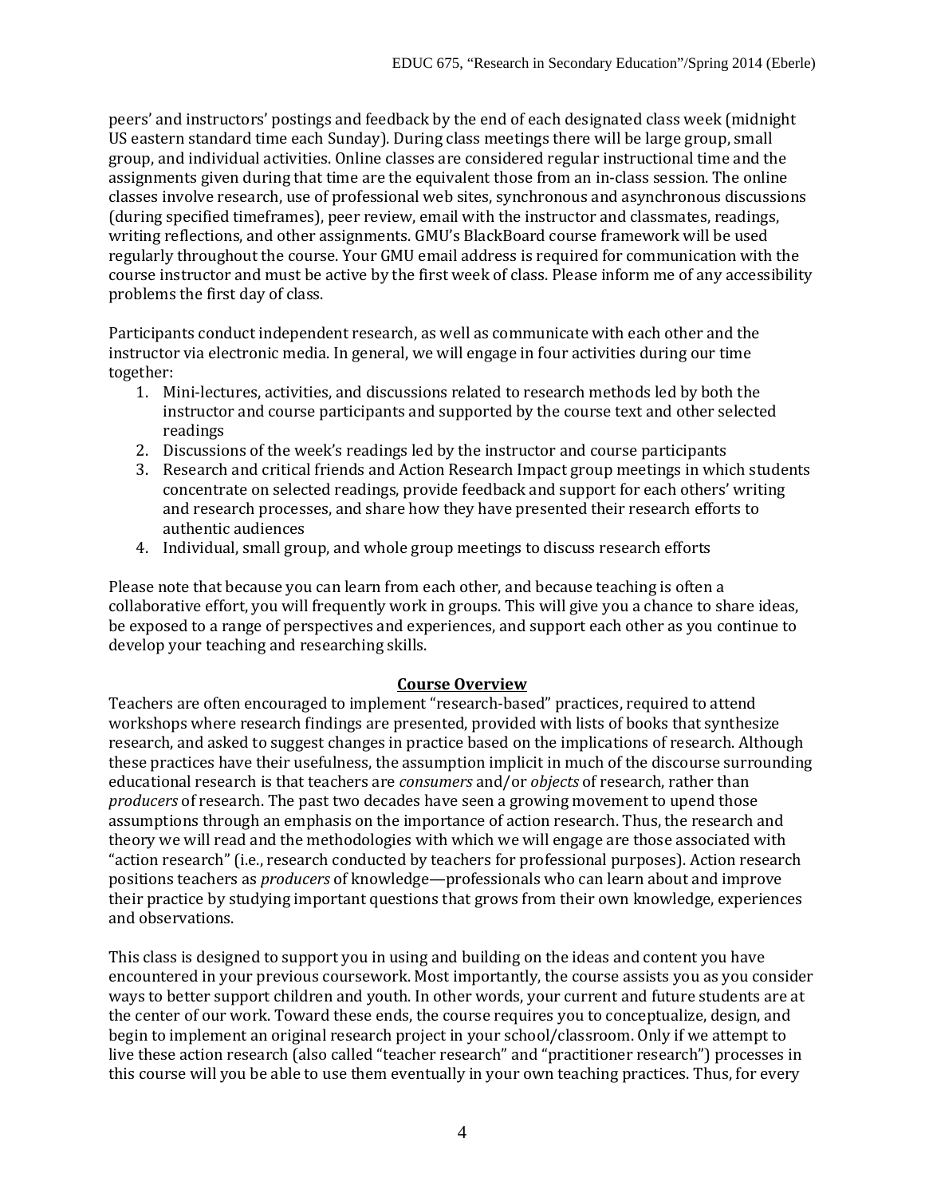peers' and instructors' postings and feedback by the end of each designated class week (midnight US eastern standard time each Sunday). During class meetings there will be large group, small group, and individual activities. Online classes are considered regular instructional time and the assignments given during that time are the equivalent those from an in-class session. The online classes involve research, use of professional web sites, synchronous and asynchronous discussions (during specified timeframes), peer review, email with the instructor and classmates, readings, writing reflections, and other assignments. GMU's BlackBoard course framework will be used regularly throughout the course. Your GMU email address is required for communication with the course instructor and must be active by the first week of class. Please inform me of any accessibility problems the first day of class.

Participants conduct independent research, as well as communicate with each other and the instructor via electronic media. In general, we will engage in four activities during our time together:

1. Mini-lectures, activities, and discussions related to research methods led by both the instructor and course participants and supported by the course text and other selected readings
2. Discussions of the week's readings led by the instructor and course participants
3. Research and critical friends and Action Research Impact group meetings in which students concentrate on selected readings, provide feedback and support for each others' writing and research processes, and share how they have presented their research efforts to authentic audiences
4. Individual, small group, and whole group meetings to discuss research efforts

Please note that because you can learn from each other, and because teaching is often a collaborative effort, you will frequently work in groups. This will give you a chance to share ideas, be exposed to a range of perspectives and experiences, and support each other as you continue to develop your teaching and researching skills.

## Course Overview

Teachers are often encouraged to implement "research-based" practices, required to attend workshops where research findings are presented, provided with lists of books that synthesize research, and asked to suggest changes in practice based on the implications of research. Although these practices have their usefulness, the assumption implicit in much of the discourse surrounding educational research is that teachers are *consumers* and/or *objects* of research, rather than *producers* of research. The past two decades have seen a growing movement to upend those assumptions through an emphasis on the importance of action research. Thus, the research and theory we will read and the methodologies with which we will engage are those associated with "action research" (i.e., research conducted by teachers for professional purposes). Action research positions teachers as *producers* of knowledge—professionals who can learn about and improve their practice by studying important questions that grows from their own knowledge, experiences and observations.

This class is designed to support you in using and building on the ideas and content you have encountered in your previous coursework. Most importantly, the course assists you as you consider ways to better support children and youth. In other words, your current and future students are at the center of our work. Toward these ends, the course requires you to conceptualize, design, and begin to implement an original research project in your school/classroom. Only if we attempt to live these action research (also called "teacher research" and "practitioner research") processes in this course will you be able to use them eventually in your own teaching practices. Thus, for every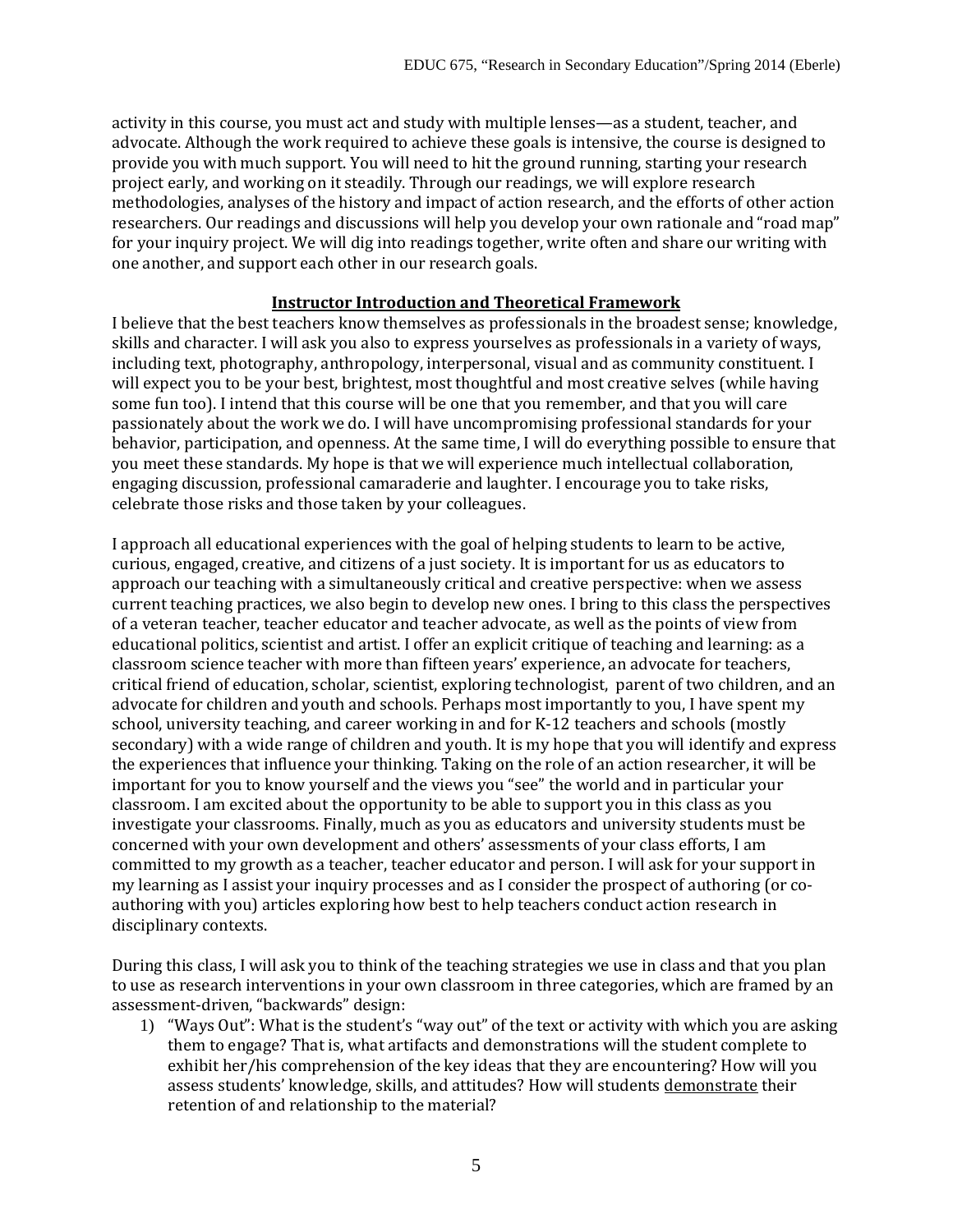activity in this course, you must act and study with multiple lenses—as a student, teacher, and advocate. Although the work required to achieve these goals is intensive, the course is designed to provide you with much support. You will need to hit the ground running, starting your research project early, and working on it steadily. Through our readings, we will explore research methodologies, analyses of the history and impact of action research, and the efforts of other action researchers. Our readings and discussions will help you develop your own rationale and "road map" for your inquiry project. We will dig into readings together, write often and share our writing with one another, and support each other in our research goals.

## Instructor Introduction and Theoretical Framework

I believe that the best teachers know themselves as professionals in the broadest sense; knowledge, skills and character. I will ask you also to express yourselves as professionals in a variety of ways, including text, photography, anthropology, interpersonal, visual and as community constituent. I will expect you to be your best, brightest, most thoughtful and most creative selves (while having some fun too). I intend that this course will be one that you remember, and that you will care passionately about the work we do. I will have uncompromising professional standards for your behavior, participation, and openness. At the same time, I will do everything possible to ensure that you meet these standards. My hope is that we will experience much intellectual collaboration, engaging discussion, professional camaraderie and laughter. I encourage you to take risks, celebrate those risks and those taken by your colleagues.

I approach all educational experiences with the goal of helping students to learn to be active, curious, engaged, creative, and citizens of a just society. It is important for us as educators to approach our teaching with a simultaneously critical and creative perspective: when we assess current teaching practices, we also begin to develop new ones. I bring to this class the perspectives of a veteran teacher, teacher educator and teacher advocate, as well as the points of view from educational politics, scientist and artist. I offer an explicit critique of teaching and learning: as a classroom science teacher with more than fifteen years' experience, an advocate for teachers, critical friend of education, scholar, scientist, exploring technologist, parent of two children, and an advocate for children and youth and schools. Perhaps most importantly to you, I have spent my school, university teaching, and career working in and for K-12 teachers and schools (mostly secondary) with a wide range of children and youth. It is my hope that you will identify and express the experiences that influence your thinking. Taking on the role of an action researcher, it will be important for you to know yourself and the views you "see" the world and in particular your classroom. I am excited about the opportunity to be able to support you in this class as you investigate your classrooms. Finally, much as you as educators and university students must be concerned with your own development and others' assessments of your class efforts, I am committed to my growth as a teacher, teacher educator and person. I will ask for your support in my learning as I assist your inquiry processes and as I consider the prospect of authoring (or co-authoring with you) articles exploring how best to help teachers conduct action research in disciplinary contexts.

During this class, I will ask you to think of the teaching strategies we use in class and that you plan to use as research interventions in your own classroom in three categories, which are framed by an assessment-driven, "backwards" design:

1) "Ways Out": What is the student's "way out" of the text or activity with which you are asking them to engage? That is, what artifacts and demonstrations will the student complete to exhibit her/his comprehension of the key ideas that they are encountering? How will you assess students' knowledge, skills, and attitudes? How will students <u>demonstrate</u> their retention of and relationship to the material?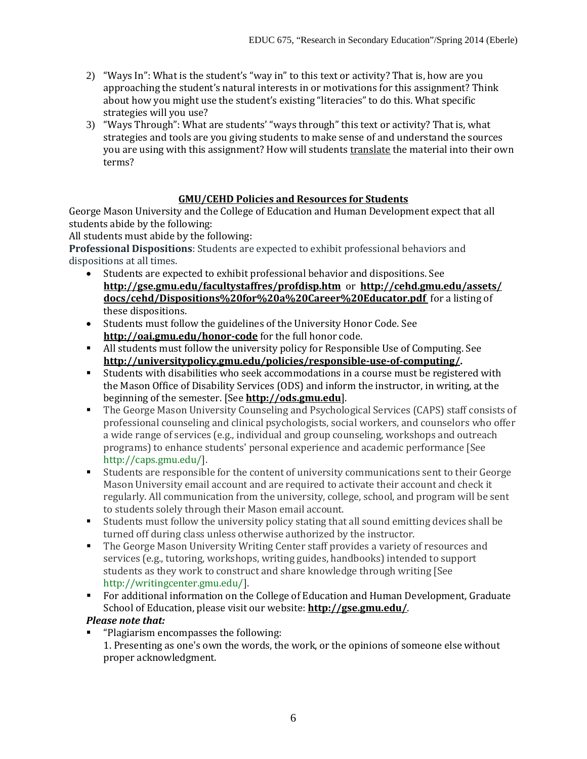2) "Ways In": What is the student's "way in" to this text or activity? That is, how are you approaching the student's natural interests in or motivations for this assignment? Think about how you might use the student's existing "literacies" to do this. What specific strategies will you use?
3) "Ways Through": What are students' "ways through" this text or activity? That is, what strategies and tools are you giving students to make sense of and understand the sources you are using with this assignment? How will students <u>translate</u> the material into their own terms?

## GMU/CEHD Policies and Resources for Students

George Mason University and the College of Education and Human Development expect that all students abide by the following:

All students must abide by the following:

**Professional Dispositions**: Students are expected to exhibit professional behaviors and dispositions at all times.

- Students are expected to exhibit professional behavior and dispositions. See **http://gse.gmu.edu/facultystaffres/profdisp.htm** or **http://cehd.gmu.edu/assets/docs/cehd/Dispositions%20for%20a%20Career%20Educator.pdf** for a listing of these dispositions.
- Students must follow the guidelines of the University Honor Code. See **http://oai.gmu.edu/honor-code** for the full honor code.
- All students must follow the university policy for Responsible Use of Computing. See **http://universitypolicy.gmu.edu/policies/responsible-use-of-computing/.**
- Students with disabilities who seek accommodations in a course must be registered with the Mason Office of Disability Services (ODS) and inform the instructor, in writing, at the beginning of the semester. [See **http://ods.gmu.edu**].
- The George Mason University Counseling and Psychological Services (CAPS) staff consists of professional counseling and clinical psychologists, social workers, and counselors who offer a wide range of services (e.g., individual and group counseling, workshops and outreach programs) to enhance students' personal experience and academic performance [See http://caps.gmu.edu/].
- Students are responsible for the content of university communications sent to their George Mason University email account and are required to activate their account and check it regularly. All communication from the university, college, school, and program will be sent to students solely through their Mason email account.
- Students must follow the university policy stating that all sound emitting devices shall be turned off during class unless otherwise authorized by the instructor.
- The George Mason University Writing Center staff provides a variety of resources and services (e.g., tutoring, workshops, writing guides, handbooks) intended to support students as they work to construct and share knowledge through writing [See http://writingcenter.gmu.edu/].
- For additional information on the College of Education and Human Development, Graduate School of Education, please visit our website: **http://gse.gmu.edu/**.

***Please note that:***

- "Plagiarism encompasses the following:
  1. Presenting as one's own the words, the work, or the opinions of someone else without proper acknowledgment.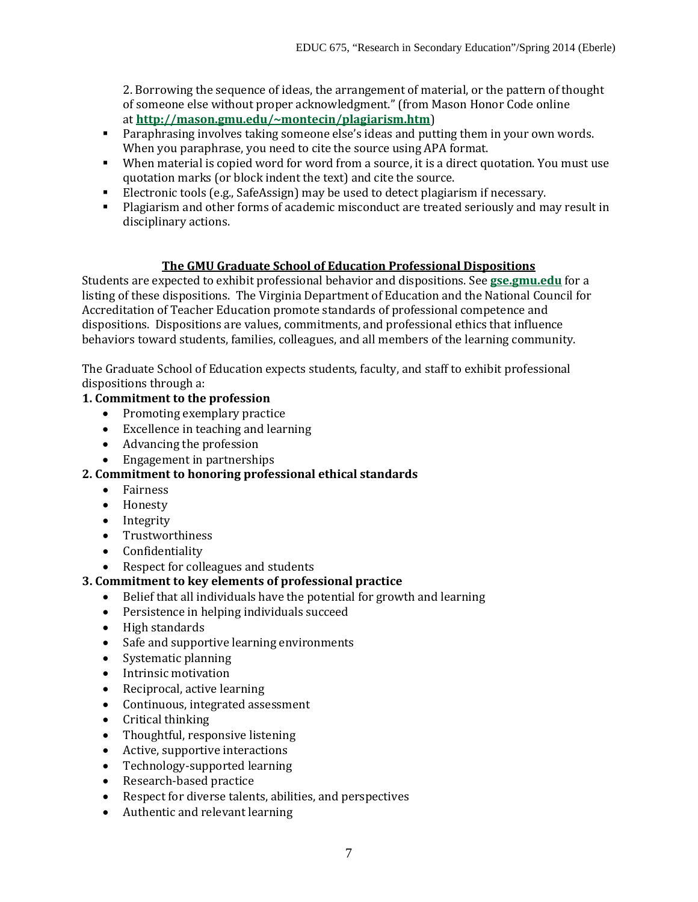2. Borrowing the sequence of ideas, the arrangement of material, or the pattern of thought of someone else without proper acknowledgment." (from Mason Honor Code online at **http://mason.gmu.edu/~montecin/plagiarism.htm**)

- Paraphrasing involves taking someone else's ideas and putting them in your own words. When you paraphrase, you need to cite the source using APA format.
- When material is copied word for word from a source, it is a direct quotation. You must use quotation marks (or block indent the text) and cite the source.
- Electronic tools (e.g., SafeAssign) may be used to detect plagiarism if necessary.
- Plagiarism and other forms of academic misconduct are treated seriously and may result in disciplinary actions.

## The GMU Graduate School of Education Professional Dispositions

Students are expected to exhibit professional behavior and dispositions. See **gse.gmu.edu** for a listing of these dispositions. The Virginia Department of Education and the National Council for Accreditation of Teacher Education promote standards of professional competence and dispositions. Dispositions are values, commitments, and professional ethics that influence behaviors toward students, families, colleagues, and all members of the learning community.

The Graduate School of Education expects students, faculty, and staff to exhibit professional dispositions through a:

**1. Commitment to the profession**

- Promoting exemplary practice
- Excellence in teaching and learning
- Advancing the profession
- Engagement in partnerships

**2. Commitment to honoring professional ethical standards**

- Fairness
- Honesty
- Integrity
- Trustworthiness
- Confidentiality
- Respect for colleagues and students

**3. Commitment to key elements of professional practice**

- Belief that all individuals have the potential for growth and learning
- Persistence in helping individuals succeed
- High standards
- Safe and supportive learning environments
- Systematic planning
- Intrinsic motivation
- Reciprocal, active learning
- Continuous, integrated assessment
- Critical thinking
- Thoughtful, responsive listening
- Active, supportive interactions
- Technology-supported learning
- Research-based practice
- Respect for diverse talents, abilities, and perspectives
- Authentic and relevant learning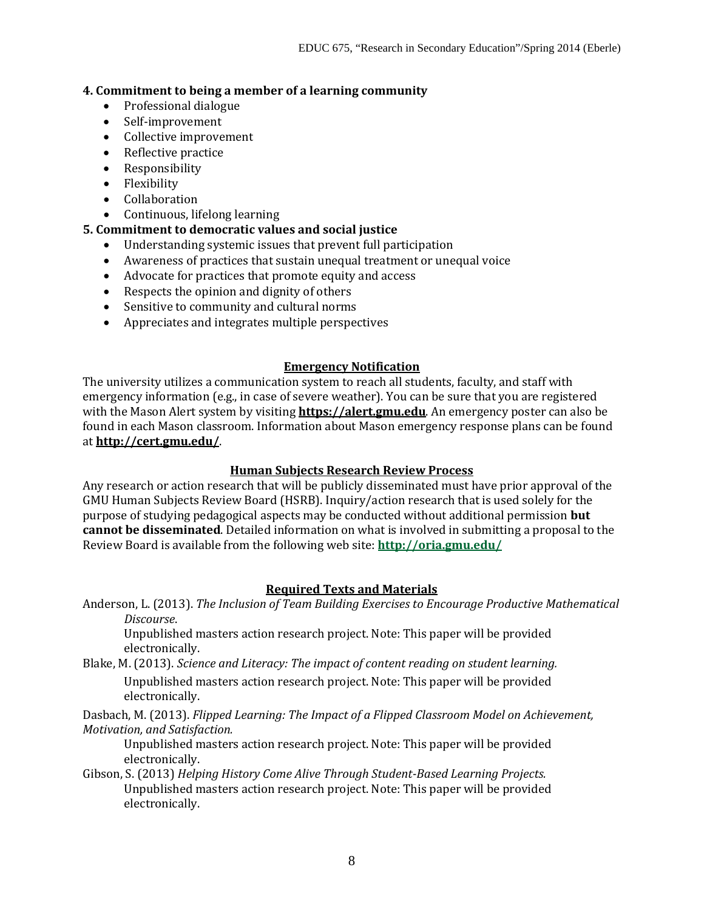**4. Commitment to being a member of a learning community**

- Professional dialogue
- Self-improvement
- Collective improvement
- Reflective practice
- Responsibility
- Flexibility
- Collaboration
- Continuous, lifelong learning

**5. Commitment to democratic values and social justice**

- Understanding systemic issues that prevent full participation
- Awareness of practices that sustain unequal treatment or unequal voice
- Advocate for practices that promote equity and access
- Respects the opinion and dignity of others
- Sensitive to community and cultural norms
- Appreciates and integrates multiple perspectives

## Emergency Notification

The university utilizes a communication system to reach all students, faculty, and staff with emergency information (e.g., in case of severe weather). You can be sure that you are registered with the Mason Alert system by visiting **https://alert.gmu.edu**. An emergency poster can also be found in each Mason classroom. Information about Mason emergency response plans can be found at **http://cert.gmu.edu/**.

## Human Subjects Research Review Process

Any research or action research that will be publicly disseminated must have prior approval of the GMU Human Subjects Review Board (HSRB). Inquiry/action research that is used solely for the purpose of studying pedagogical aspects may be conducted without additional permission **but cannot be disseminated**. Detailed information on what is involved in submitting a proposal to the Review Board is available from the following web site: **http://oria.gmu.edu/**

## Required Texts and Materials

Anderson, L. (2013). *The Inclusion of Team Building Exercises to Encourage Productive Mathematical Discourse*.
Unpublished masters action research project. Note: This paper will be provided electronically.

Blake, M. (2013). *Science and Literacy: The impact of content reading on student learning.*
Unpublished masters action research project. Note: This paper will be provided electronically.

Dasbach, M. (2013). *Flipped Learning: The Impact of a Flipped Classroom Model on Achievement, Motivation, and Satisfaction.*
Unpublished masters action research project. Note: This paper will be provided electronically.

Gibson, S. (2013) *Helping History Come Alive Through Student-Based Learning Projects.*
Unpublished masters action research project. Note: This paper will be provided electronically.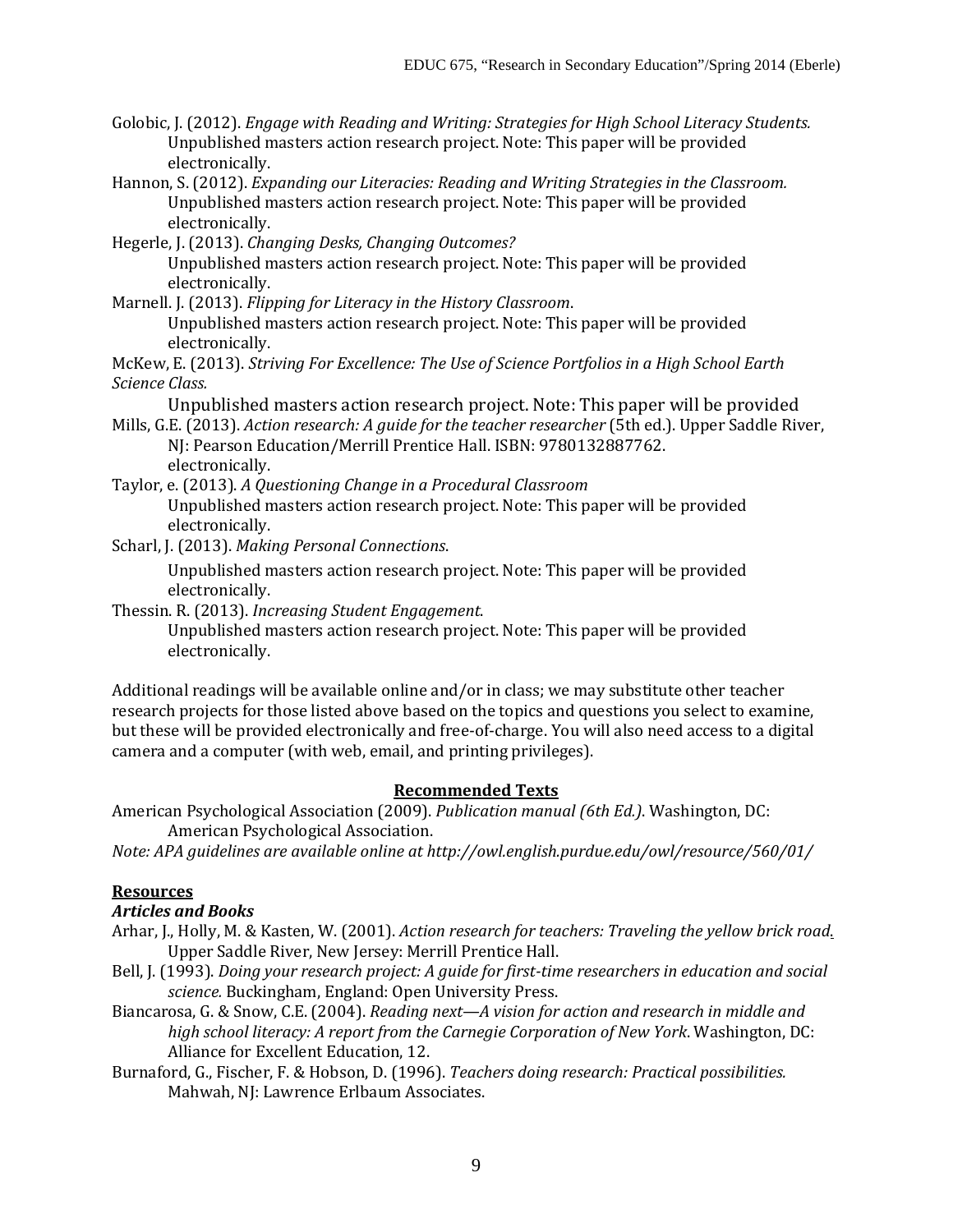Golobic, J. (2012). *Engage with Reading and Writing: Strategies for High School Literacy Students.* Unpublished masters action research project. Note: This paper will be provided electronically.

Hannon, S. (2012). *Expanding our Literacies: Reading and Writing Strategies in the Classroom.* Unpublished masters action research project. Note: This paper will be provided electronically.

Hegerle, J. (2013). *Changing Desks, Changing Outcomes?* Unpublished masters action research project. Note: This paper will be provided electronically.

Marnell. J. (2013). *Flipping for Literacy in the History Classroom*. Unpublished masters action research project. Note: This paper will be provided electronically.

McKew, E. (2013). *Striving For Excellence: The Use of Science Portfolios in a High School Earth Science Class.*

Unpublished masters action research project. Note: This paper will be provided

Mills, G.E. (2013). *Action research: A guide for the teacher researcher* (5th ed.). Upper Saddle River, NJ: Pearson Education/Merrill Prentice Hall. ISBN: 9780132887762. electronically.

Taylor, e. (2013). *A Questioning Change in a Procedural Classroom* Unpublished masters action research project. Note: This paper will be provided electronically.

Scharl, J. (2013). *Making Personal Connections*. Unpublished masters action research project. Note: This paper will be provided electronically.

Thessin. R. (2013). *Increasing Student Engagement*. Unpublished masters action research project. Note: This paper will be provided electronically.

Additional readings will be available online and/or in class; we may substitute other teacher research projects for those listed above based on the topics and questions you select to examine, but these will be provided electronically and free-of-charge. You will also need access to a digital camera and a computer (with web, email, and printing privileges).

## Recommended Texts

American Psychological Association (2009). *Publication manual (6th Ed.)*. Washington, DC: American Psychological Association.

*Note: APA guidelines are available online at http://owl.english.purdue.edu/owl/resource/560/01/*

## Resources

### Articles and Books

Arhar, J., Holly, M. & Kasten, W. (2001). *Action research for teachers: Traveling the yellow brick road*. Upper Saddle River, New Jersey: Merrill Prentice Hall.

Bell, J. (1993). *Doing your research project: A guide for first-time researchers in education and social science.* Buckingham, England: Open University Press.

Biancarosa, G. & Snow, C.E. (2004). *Reading next—A vision for action and research in middle and high school literacy: A report from the Carnegie Corporation of New York*. Washington, DC: Alliance for Excellent Education, 12.

Burnaford, G., Fischer, F. & Hobson, D. (1996). *Teachers doing research: Practical possibilities.* Mahwah, NJ: Lawrence Erlbaum Associates.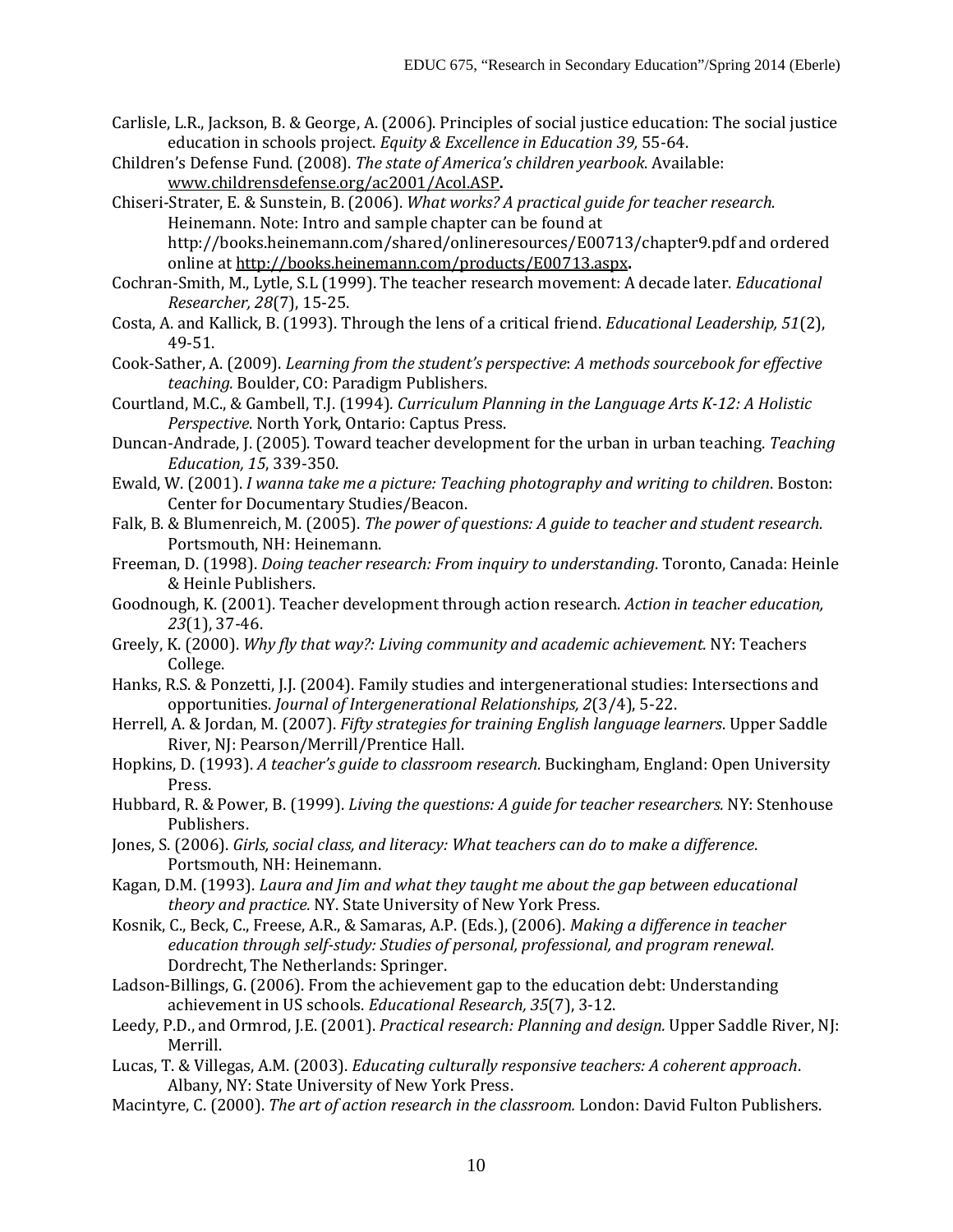Carlisle, L.R., Jackson, B. & George, A. (2006). Principles of social justice education: The social justice education in schools project. *Equity & Excellence in Education 39,* 55-64.

Children's Defense Fund. (2008). *The state of America's children yearbook*. Available: www.childrensdefense.org/ac2001/Acol.ASP**.**

Chiseri-Strater, E. & Sunstein, B. (2006). *What works? A practical guide for teacher research.* Heinemann. Note: Intro and sample chapter can be found at http://books.heinemann.com/shared/onlineresources/E00713/chapter9.pdf and ordered online at http://books.heinemann.com/products/E00713.aspx**.**

Cochran-Smith, M., Lytle, S.L (1999). The teacher research movement: A decade later. *Educational Researcher, 28*(7), 15-25.

Costa, A. and Kallick, B. (1993). Through the lens of a critical friend. *Educational Leadership, 51*(2), 49-51.

Cook-Sather, A. (2009). *Learning from the student's perspective*: *A methods sourcebook for effective teaching.* Boulder, CO: Paradigm Publishers.

Courtland, M.C., & Gambell, T.J. (1994). *Curriculum Planning in the Language Arts K-12: A Holistic Perspective*. North York, Ontario: Captus Press.

Duncan-Andrade, J. (2005). Toward teacher development for the urban in urban teaching. *Teaching Education, 15*, 339-350.

Ewald, W. (2001). *I wanna take me a picture: Teaching photography and writing to children*. Boston: Center for Documentary Studies/Beacon.

Falk, B. & Blumenreich, M. (2005). *The power of questions: A guide to teacher and student research.* Portsmouth, NH: Heinemann.

Freeman, D. (1998). *Doing teacher research: From inquiry to understanding*. Toronto, Canada: Heinle & Heinle Publishers.

Goodnough, K. (2001). Teacher development through action research. *Action in teacher education, 23*(1), 37-46.

Greely, K. (2000). *Why fly that way?: Living community and academic achievement.* NY: Teachers College.

Hanks, R.S. & Ponzetti, J.J. (2004). Family studies and intergenerational studies: Intersections and opportunities. *Journal of Intergenerational Relationships, 2*(3/4), 5-22.

Herrell, A. & Jordan, M. (2007). *Fifty strategies for training English language learners*. Upper Saddle River, NJ: Pearson/Merrill/Prentice Hall.

Hopkins, D. (1993). *A teacher's guide to classroom research.* Buckingham, England: Open University Press.

Hubbard, R. & Power, B. (1999). *Living the questions: A guide for teacher researchers.* NY: Stenhouse Publishers.

Jones, S. (2006). *Girls, social class, and literacy: What teachers can do to make a difference*. Portsmouth, NH: Heinemann.

Kagan, D.M. (1993). *Laura and Jim and what they taught me about the gap between educational theory and practice.* NY. State University of New York Press.

Kosnik, C., Beck, C., Freese, A.R., & Samaras, A.P. (Eds.), (2006). *Making a difference in teacher education through self-study: Studies of personal, professional, and program renewal*. Dordrecht, The Netherlands: Springer.

Ladson-Billings, G. (2006). From the achievement gap to the education debt: Understanding achievement in US schools. *Educational Research, 35*(7), 3-12.

Leedy, P.D., and Ormrod, J.E. (2001). *Practical research: Planning and design.* Upper Saddle River, NJ: Merrill.

Lucas, T. & Villegas, A.M. (2003). *Educating culturally responsive teachers: A coherent approach*. Albany, NY: State University of New York Press.

Macintyre, C. (2000). *The art of action research in the classroom.* London: David Fulton Publishers.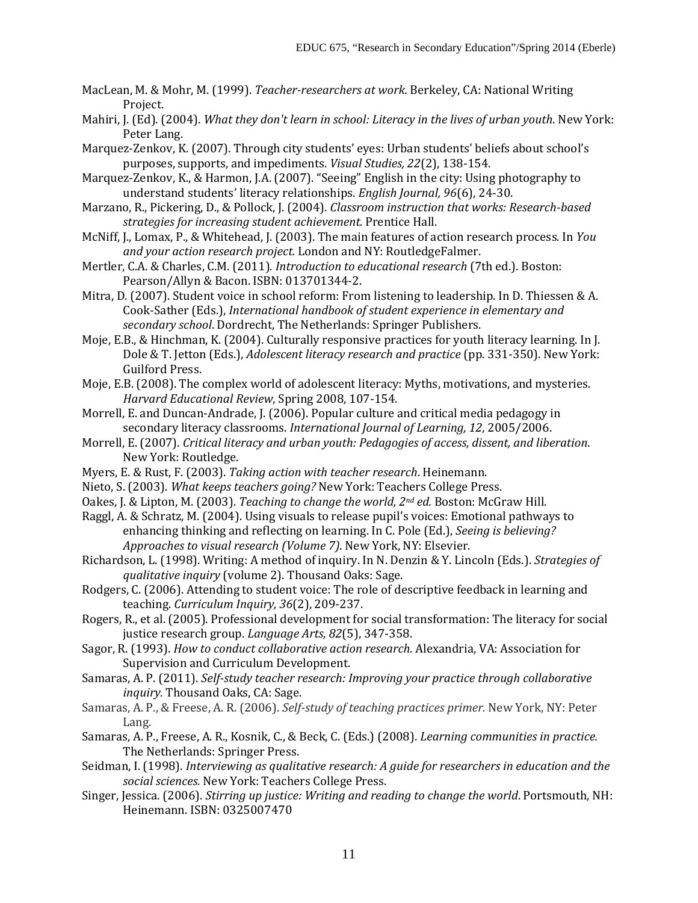MacLean, M. & Mohr, M. (1999). *Teacher-researchers at work.* Berkeley, CA: National Writing Project.

Mahiri, J. (Ed). (2004). *What they don't learn in school: Literacy in the lives of urban youth*. New York: Peter Lang.

Marquez-Zenkov, K. (2007). Through city students' eyes: Urban students' beliefs about school's purposes, supports, and impediments. *Visual Studies, 22*(2), 138-154.

Marquez-Zenkov, K., & Harmon, J.A. (2007). "Seeing" English in the city: Using photography to understand students' literacy relationships. *English Journal, 96*(6), 24-30.

Marzano, R., Pickering, D., & Pollock, J. (2004). *Classroom instruction that works: Research-based strategies for increasing student achievement.* Prentice Hall.

McNiff, J., Lomax, P., & Whitehead, J. (2003). The main features of action research process. In *You and your action research project.* London and NY: RoutledgeFalmer.

Mertler, C.A. & Charles, C.M. (2011). *Introduction to educational research* (7th ed.). Boston: Pearson/Allyn & Bacon. ISBN: 013701344-2.

Mitra, D. (2007). Student voice in school reform: From listening to leadership. In D. Thiessen & A. Cook-Sather (Eds.), *International handbook of student experience in elementary and secondary school*. Dordrecht, The Netherlands: Springer Publishers.

Moje, E.B., & Hinchman, K. (2004). Culturally responsive practices for youth literacy learning. In J. Dole & T. Jetton (Eds.), *Adolescent literacy research and practice* (pp. 331-350). New York: Guilford Press.

Moje, E.B. (2008). The complex world of adolescent literacy: Myths, motivations, and mysteries. *Harvard Educational Review*, Spring 2008, 107-154.

Morrell, E. and Duncan-Andrade, J. (2006). Popular culture and critical media pedagogy in secondary literacy classrooms. *International Journal of Learning, 12*, 2005/2006.

Morrell, E. (2007). *Critical literacy and urban youth: Pedagogies of access, dissent, and liberation*. New York: Routledge.

Myers, E. & Rust, F. (2003). *Taking action with teacher research*. Heinemann.

Nieto, S. (2003). *What keeps teachers going?* New York: Teachers College Press.

Oakes, J. & Lipton, M. (2003). *Teaching to change the world, 2nd ed.* Boston: McGraw Hill.

Raggl, A. & Schratz, M. (2004). Using visuals to release pupil's voices: Emotional pathways to enhancing thinking and reflecting on learning. In C. Pole (Ed.), *Seeing is believing? Approaches to visual research (Volume 7)*. New York, NY: Elsevier.

Richardson, L. (1998). Writing: A method of inquiry. In N. Denzin & Y. Lincoln (Eds.). *Strategies of qualitative inquiry* (volume 2). Thousand Oaks: Sage.

Rodgers, C. (2006). Attending to student voice: The role of descriptive feedback in learning and teaching. *Curriculum Inquiry, 36*(2), 209-237.

Rogers, R., et al. (2005). Professional development for social transformation: The literacy for social justice research group. *Language Arts, 82*(5), 347-358.

Sagor, R. (1993). *How to conduct collaborative action research.* Alexandria, VA: Association for Supervision and Curriculum Development.

Samaras, A. P. (2011). *Self-study teacher research: Improving your practice through collaborative inquiry.* Thousand Oaks, CA: Sage.

Samaras, A. P., & Freese, A. R. (2006). *Self-study of teaching practices primer.* New York, NY: Peter Lang.

Samaras, A. P., Freese, A. R., Kosnik, C., & Beck, C. (Eds.) (2008). *Learning communities in practice.* The Netherlands: Springer Press.

Seidman, I. (1998). *Interviewing as qualitative research: A guide for researchers in education and the social sciences.* New York: Teachers College Press.

Singer, Jessica. (2006). *Stirring up justice: Writing and reading to change the world*. Portsmouth, NH: Heinemann. ISBN: 0325007470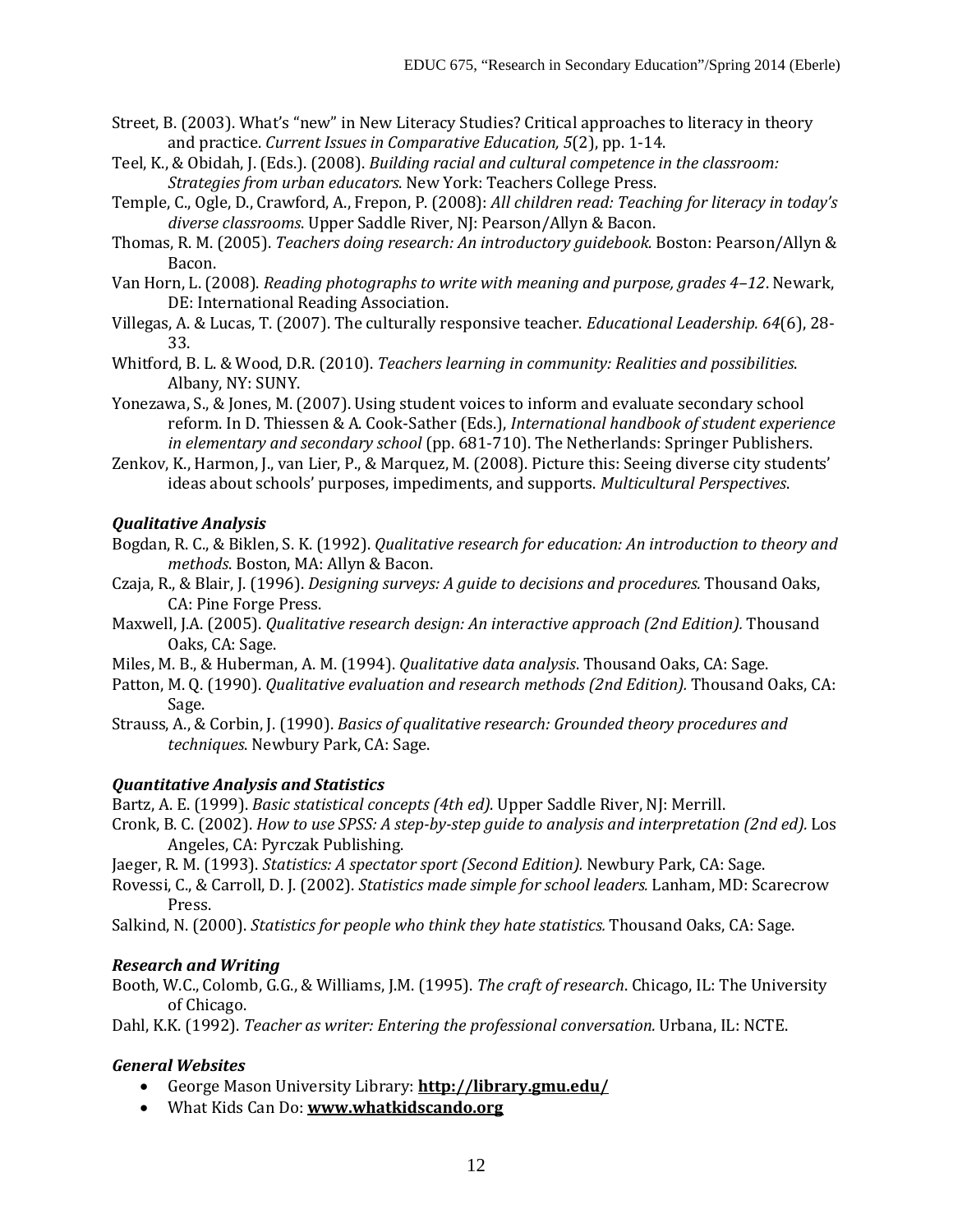Street, B. (2003). What's "new" in New Literacy Studies? Critical approaches to literacy in theory and practice. *Current Issues in Comparative Education, 5*(2), pp. 1-14.

Teel, K., & Obidah, J. (Eds.). (2008). *Building racial and cultural competence in the classroom: Strategies from urban educators*. New York: Teachers College Press.

Temple, C., Ogle, D., Crawford, A., Frepon, P. (2008): *All children read: Teaching for literacy in today's diverse classrooms*. Upper Saddle River, NJ: Pearson/Allyn & Bacon.

Thomas, R. M. (2005). *Teachers doing research: An introductory guidebook.* Boston: Pearson/Allyn & Bacon.

Van Horn, L. (2008). *Reading photographs to write with meaning and purpose, grades 4–12*. Newark, DE: International Reading Association.

Villegas, A. & Lucas, T. (2007). The culturally responsive teacher. *Educational Leadership. 64*(6), 28-33.

Whitford, B. L. & Wood, D.R. (2010). *Teachers learning in community: Realities and possibilities*. Albany, NY: SUNY.

Yonezawa, S., & Jones, M. (2007). Using student voices to inform and evaluate secondary school reform. In D. Thiessen & A. Cook-Sather (Eds.), *International handbook of student experience in elementary and secondary school* (pp. 681-710). The Netherlands: Springer Publishers.

Zenkov, K., Harmon, J., van Lier, P., & Marquez, M. (2008). Picture this: Seeing diverse city students' ideas about schools' purposes, impediments, and supports. *Multicultural Perspectives*.

### *Qualitative Analysis*

Bogdan, R. C., & Biklen, S. K. (1992). *Qualitative research for education: An introduction to theory and methods*. Boston, MA: Allyn & Bacon.

Czaja, R., & Blair, J. (1996). *Designing surveys: A guide to decisions and procedures.* Thousand Oaks, CA: Pine Forge Press.

Maxwell, J.A. (2005). *Qualitative research design: An interactive approach (2nd Edition).* Thousand Oaks, CA: Sage.

Miles, M. B., & Huberman, A. M. (1994). *Qualitative data analysis*. Thousand Oaks, CA: Sage.

Patton, M. Q. (1990). *Qualitative evaluation and research methods (2nd Edition).* Thousand Oaks, CA: Sage.

Strauss, A., & Corbin, J. (1990). *Basics of qualitative research: Grounded theory procedures and techniques*. Newbury Park, CA: Sage.

### *Quantitative Analysis and Statistics*

Bartz, A. E. (1999). *Basic statistical concepts (4th ed)*. Upper Saddle River, NJ: Merrill.

Cronk, B. C. (2002). *How to use SPSS: A step-by-step guide to analysis and interpretation (2nd ed).* Los Angeles, CA: Pyrczak Publishing.

Jaeger, R. M. (1993). *Statistics: A spectator sport (Second Edition).* Newbury Park, CA: Sage.

Rovessi, C., & Carroll, D. J. (2002). *Statistics made simple for school leaders.* Lanham, MD: Scarecrow Press.

Salkind, N. (2000). *Statistics for people who think they hate statistics.* Thousand Oaks, CA: Sage.

### *Research and Writing*

Booth, W.C., Colomb, G.G., & Williams, J.M. (1995). *The craft of research*. Chicago, IL: The University of Chicago.

Dahl, K.K. (1992). *Teacher as writer: Entering the professional conversation.* Urbana, IL: NCTE.

### *General Websites*

- George Mason University Library: **http://library.gmu.edu/**
- What Kids Can Do: **www.whatkidscando.org**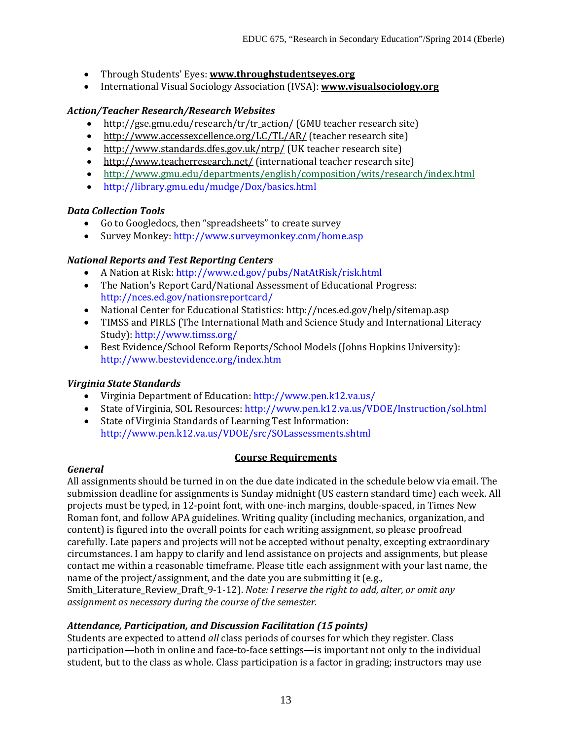- Through Students' Eyes: **www.throughstudentseyes.org**
- International Visual Sociology Association (IVSA): **www.visualsociology.org**

### *Action/Teacher Research/Research Websites*

- http://gse.gmu.edu/research/tr/tr_action/ (GMU teacher research site)
- http://www.accessexcellence.org/LC/TL/AR/ (teacher research site)
- http://www.standards.dfes.gov.uk/ntrp/ (UK teacher research site)
- http://www.teacherresearch.net/ (international teacher research site)
- http://www.gmu.edu/departments/english/composition/wits/research/index.html
- http://library.gmu.edu/mudge/Dox/basics.html

### *Data Collection Tools*

- Go to Googledocs, then "spreadsheets" to create survey
- Survey Monkey: http://www.surveymonkey.com/home.asp

### *National Reports and Test Reporting Centers*

- A Nation at Risk: http://www.ed.gov/pubs/NatAtRisk/risk.html
- The Nation's Report Card/National Assessment of Educational Progress: http://nces.ed.gov/nationsreportcard/
- National Center for Educational Statistics: http://nces.ed.gov/help/sitemap.asp
- TIMSS and PIRLS (The International Math and Science Study and International Literacy Study): http://www.timss.org/
- Best Evidence/School Reform Reports/School Models (Johns Hopkins University): http://www.bestevidence.org/index.htm

### *Virginia State Standards*

- Virginia Department of Education: http://www.pen.k12.va.us/
- State of Virginia, SOL Resources: http://www.pen.k12.va.us/VDOE/Instruction/sol.html
- State of Virginia Standards of Learning Test Information: http://www.pen.k12.va.us/VDOE/src/SOLassessments.shtml

## Course Requirements

### *General*

All assignments should be turned in on the due date indicated in the schedule below via email. The submission deadline for assignments is Sunday midnight (US eastern standard time) each week. All projects must be typed, in 12-point font, with one-inch margins, double-spaced, in Times New Roman font, and follow APA guidelines. Writing quality (including mechanics, organization, and content) is figured into the overall points for each writing assignment, so please proofread carefully. Late papers and projects will not be accepted without penalty, excepting extraordinary circumstances. I am happy to clarify and lend assistance on projects and assignments, but please contact me within a reasonable timeframe. Please title each assignment with your last name, the name of the project/assignment, and the date you are submitting it (e.g., Smith_Literature_Review_Draft_9-1-12). *Note: I reserve the right to add, alter, or omit any assignment as necessary during the course of the semester.*

### *Attendance, Participation, and Discussion Facilitation (15 points)*

Students are expected to attend *all* class periods of courses for which they register. Class participation—both in online and face-to-face settings—is important not only to the individual student, but to the class as whole. Class participation is a factor in grading; instructors may use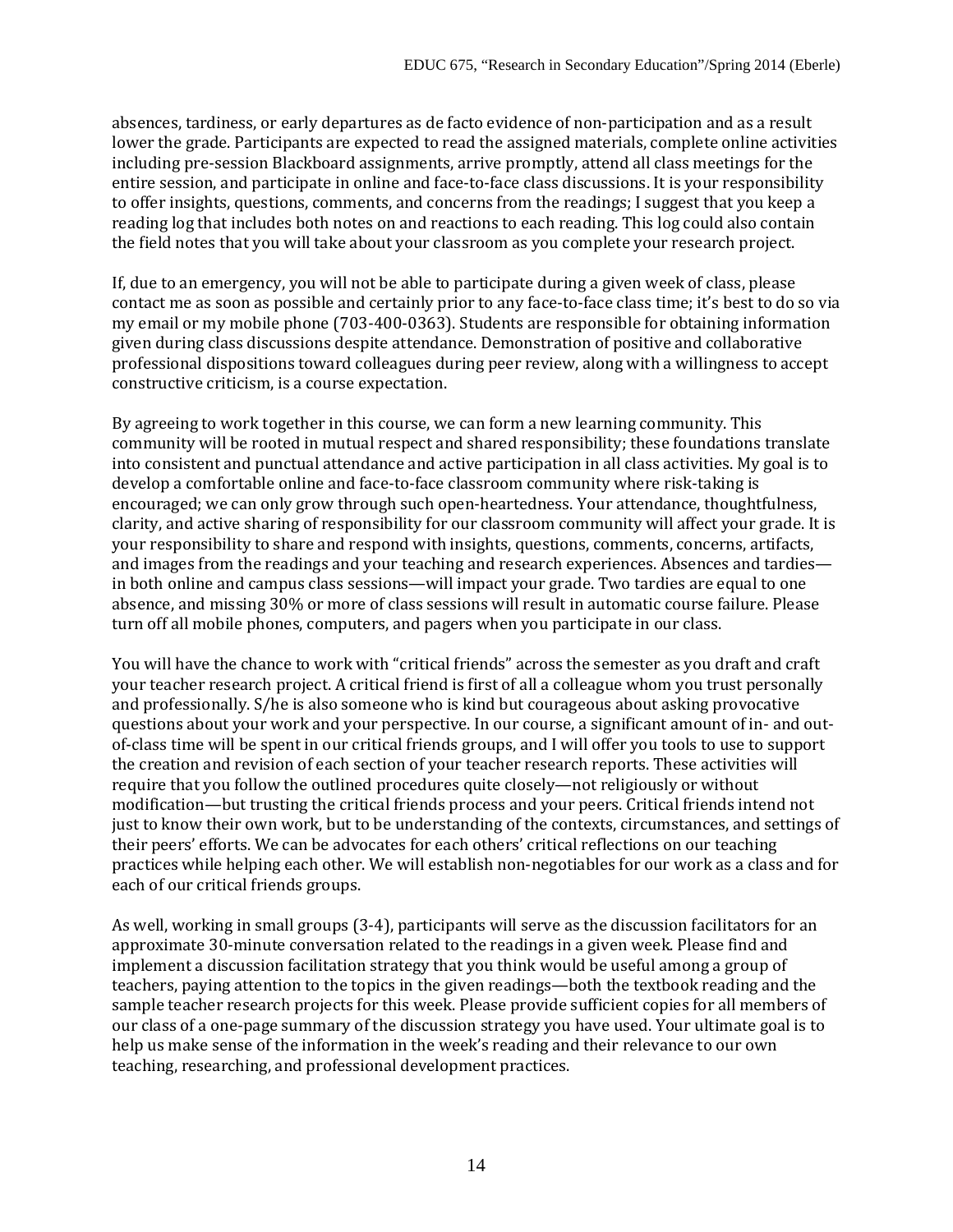absences, tardiness, or early departures as de facto evidence of non-participation and as a result lower the grade. Participants are expected to read the assigned materials, complete online activities including pre-session Blackboard assignments, arrive promptly, attend all class meetings for the entire session, and participate in online and face-to-face class discussions. It is your responsibility to offer insights, questions, comments, and concerns from the readings; I suggest that you keep a reading log that includes both notes on and reactions to each reading. This log could also contain the field notes that you will take about your classroom as you complete your research project.

If, due to an emergency, you will not be able to participate during a given week of class, please contact me as soon as possible and certainly prior to any face-to-face class time; it's best to do so via my email or my mobile phone (703-400-0363). Students are responsible for obtaining information given during class discussions despite attendance. Demonstration of positive and collaborative professional dispositions toward colleagues during peer review, along with a willingness to accept constructive criticism, is a course expectation.

By agreeing to work together in this course, we can form a new learning community. This community will be rooted in mutual respect and shared responsibility; these foundations translate into consistent and punctual attendance and active participation in all class activities. My goal is to develop a comfortable online and face-to-face classroom community where risk-taking is encouraged; we can only grow through such open-heartedness. Your attendance, thoughtfulness, clarity, and active sharing of responsibility for our classroom community will affect your grade. It is your responsibility to share and respond with insights, questions, comments, concerns, artifacts, and images from the readings and your teaching and research experiences. Absences and tardies—in both online and campus class sessions—will impact your grade. Two tardies are equal to one absence, and missing 30% or more of class sessions will result in automatic course failure. Please turn off all mobile phones, computers, and pagers when you participate in our class.

You will have the chance to work with "critical friends" across the semester as you draft and craft your teacher research project. A critical friend is first of all a colleague whom you trust personally and professionally. S/he is also someone who is kind but courageous about asking provocative questions about your work and your perspective. In our course, a significant amount of in- and out-of-class time will be spent in our critical friends groups, and I will offer you tools to use to support the creation and revision of each section of your teacher research reports. These activities will require that you follow the outlined procedures quite closely—not religiously or without modification—but trusting the critical friends process and your peers. Critical friends intend not just to know their own work, but to be understanding of the contexts, circumstances, and settings of their peers' efforts. We can be advocates for each others' critical reflections on our teaching practices while helping each other. We will establish non-negotiables for our work as a class and for each of our critical friends groups.

As well, working in small groups (3-4), participants will serve as the discussion facilitators for an approximate 30-minute conversation related to the readings in a given week. Please find and implement a discussion facilitation strategy that you think would be useful among a group of teachers, paying attention to the topics in the given readings—both the textbook reading and the sample teacher research projects for this week. Please provide sufficient copies for all members of our class of a one-page summary of the discussion strategy you have used. Your ultimate goal is to help us make sense of the information in the week's reading and their relevance to our own teaching, researching, and professional development practices.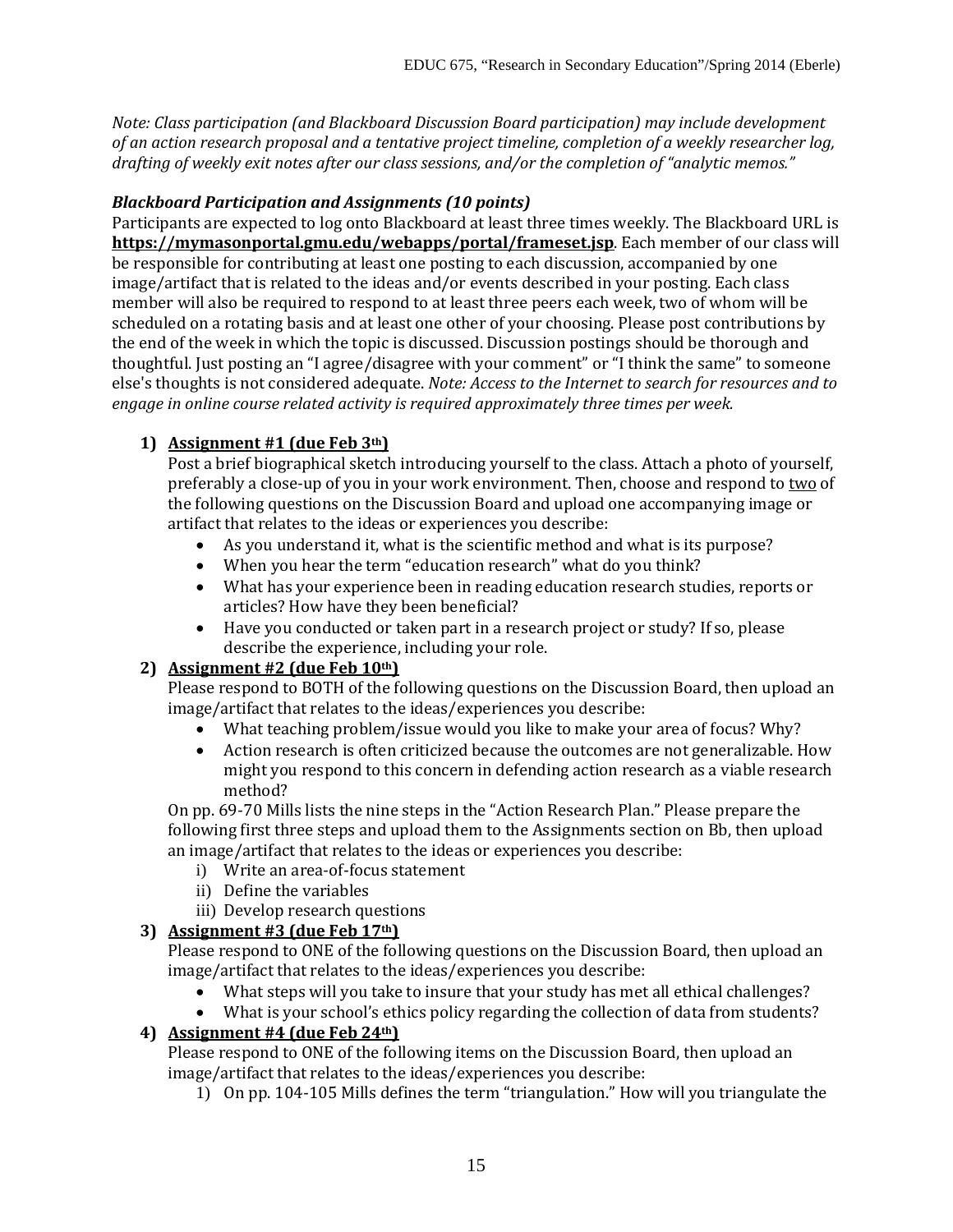*Note: Class participation (and Blackboard Discussion Board participation) may include development of an action research proposal and a tentative project timeline, completion of a weekly researcher log, drafting of weekly exit notes after our class sessions, and/or the completion of "analytic memos."*

### *Blackboard Participation and Assignments (10 points)*

Participants are expected to log onto Blackboard at least three times weekly. The Blackboard URL is **https://mymasonportal.gmu.edu/webapps/portal/frameset.jsp**. Each member of our class will be responsible for contributing at least one posting to each discussion, accompanied by one image/artifact that is related to the ideas and/or events described in your posting. Each class member will also be required to respond to at least three peers each week, two of whom will be scheduled on a rotating basis and at least one other of your choosing. Please post contributions by the end of the week in which the topic is discussed. Discussion postings should be thorough and thoughtful. Just posting an "I agree/disagree with your comment" or "I think the same" to someone else's thoughts is not considered adequate. *Note: Access to the Internet to search for resources and to engage in online course related activity is required approximately three times per week.*

1) **Assignment #1 (due Feb 3th)**
   Post a brief biographical sketch introducing yourself to the class. Attach a photo of yourself, preferably a close-up of you in your work environment. Then, choose and respond to two of the following questions on the Discussion Board and upload one accompanying image or artifact that relates to the ideas or experiences you describe:
   - As you understand it, what is the scientific method and what is its purpose?
   - When you hear the term "education research" what do you think?
   - What has your experience been in reading education research studies, reports or articles? How have they been beneficial?
   - Have you conducted or taken part in a research project or study? If so, please describe the experience, including your role.
2) **Assignment #2 (due Feb 10th)**
   Please respond to BOTH of the following questions on the Discussion Board, then upload an image/artifact that relates to the ideas/experiences you describe:
   - What teaching problem/issue would you like to make your area of focus? Why?
   - Action research is often criticized because the outcomes are not generalizable. How might you respond to this concern in defending action research as a viable research method?

   On pp. 69-70 Mills lists the nine steps in the "Action Research Plan." Please prepare the following first three steps and upload them to the Assignments section on Bb, then upload an image/artifact that relates to the ideas or experiences you describe:
   i) Write an area-of-focus statement
   ii) Define the variables
   iii) Develop research questions
3) **Assignment #3 (due Feb 17th)**
   Please respond to ONE of the following questions on the Discussion Board, then upload an image/artifact that relates to the ideas/experiences you describe:
   - What steps will you take to insure that your study has met all ethical challenges?
   - What is your school's ethics policy regarding the collection of data from students?
4) **Assignment #4 (due Feb 24th)**
   Please respond to ONE of the following items on the Discussion Board, then upload an image/artifact that relates to the ideas/experiences you describe:
   1) On pp. 104-105 Mills defines the term "triangulation." How will you triangulate the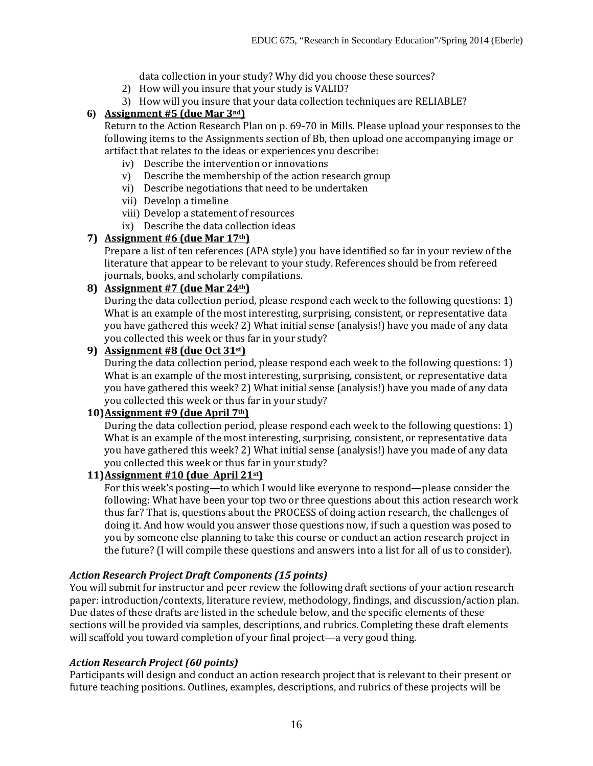data collection in your study? Why did you choose these sources?

2) How will you insure that your study is VALID?
3) How will you insure that your data collection techniques are RELIABLE?

6) **Assignment #5 (due Mar 3nd)**

   Return to the Action Research Plan on p. 69-70 in Mills. Please upload your responses to the following items to the Assignments section of Bb, then upload one accompanying image or artifact that relates to the ideas or experiences you describe:

   iv) Describe the intervention or innovations
   v) Describe the membership of the action research group
   vi) Describe negotiations that need to be undertaken
   vii) Develop a timeline
   viii) Develop a statement of resources
   ix) Describe the data collection ideas

7) **Assignment #6 (due Mar 17th)**

   Prepare a list of ten references (APA style) you have identified so far in your review of the literature that appear to be relevant to your study. References should be from refereed journals, books, and scholarly compilations.

8) **Assignment #7 (due Mar 24th)**

   During the data collection period, please respond each week to the following questions: 1) What is an example of the most interesting, surprising, consistent, or representative data you have gathered this week? 2) What initial sense (analysis!) have you made of any data you collected this week or thus far in your study?

9) **Assignment #8 (due Oct 31st)**

   During the data collection period, please respond each week to the following questions: 1) What is an example of the most interesting, surprising, consistent, or representative data you have gathered this week? 2) What initial sense (analysis!) have you made of any data you collected this week or thus far in your study?

10) **Assignment #9 (due April 7th)**

    During the data collection period, please respond each week to the following questions: 1) What is an example of the most interesting, surprising, consistent, or representative data you have gathered this week? 2) What initial sense (analysis!) have you made of any data you collected this week or thus far in your study?

11) **Assignment #10 (due April 21st)**

    For this week's posting—to which I would like everyone to respond—please consider the following: What have been your top two or three questions about this action research work thus far? That is, questions about the PROCESS of doing action research, the challenges of doing it. And how would you answer those questions now, if such a question was posed to you by someone else planning to take this course or conduct an action research project in the future? (I will compile these questions and answers into a list for all of us to consider).

***Action Research Project Draft Components (15 points)***

You will submit for instructor and peer review the following draft sections of your action research paper: introduction/contexts, literature review, methodology, findings, and discussion/action plan. Due dates of these drafts are listed in the schedule below, and the specific elements of these sections will be provided via samples, descriptions, and rubrics. Completing these draft elements will scaffold you toward completion of your final project—a very good thing.

***Action Research Project (60 points)***

Participants will design and conduct an action research project that is relevant to their present or future teaching positions. Outlines, examples, descriptions, and rubrics of these projects will be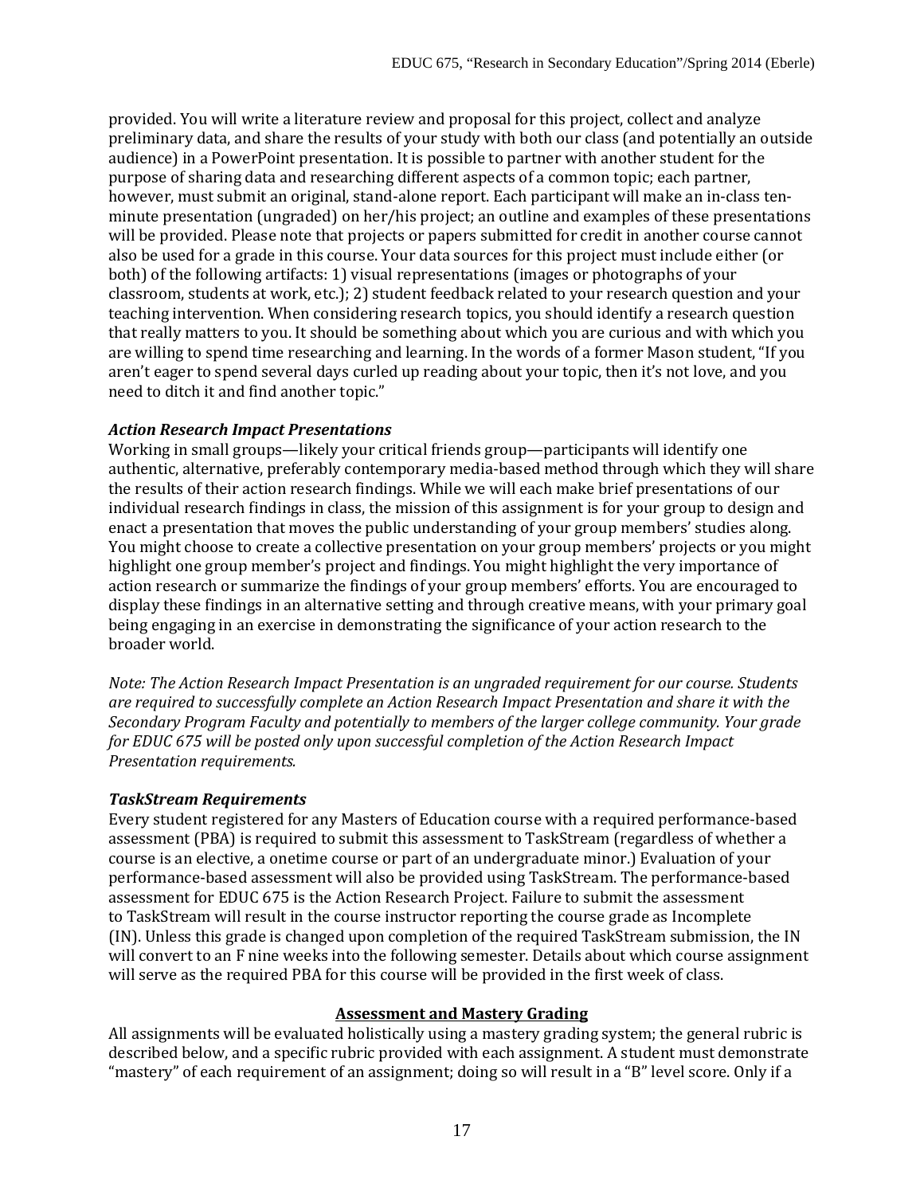provided. You will write a literature review and proposal for this project, collect and analyze preliminary data, and share the results of your study with both our class (and potentially an outside audience) in a PowerPoint presentation. It is possible to partner with another student for the purpose of sharing data and researching different aspects of a common topic; each partner, however, must submit an original, stand-alone report. Each participant will make an in-class ten-minute presentation (ungraded) on her/his project; an outline and examples of these presentations will be provided. Please note that projects or papers submitted for credit in another course cannot also be used for a grade in this course. Your data sources for this project must include either (or both) of the following artifacts: 1) visual representations (images or photographs of your classroom, students at work, etc.); 2) student feedback related to your research question and your teaching intervention. When considering research topics, you should identify a research question that really matters to you. It should be something about which you are curious and with which you are willing to spend time researching and learning. In the words of a former Mason student, "If you aren't eager to spend several days curled up reading about your topic, then it's not love, and you need to ditch it and find another topic."

***Action Research Impact Presentations***

Working in small groups—likely your critical friends group—participants will identify one authentic, alternative, preferably contemporary media-based method through which they will share the results of their action research findings. While we will each make brief presentations of our individual research findings in class, the mission of this assignment is for your group to design and enact a presentation that moves the public understanding of your group members' studies along. You might choose to create a collective presentation on your group members' projects or you might highlight one group member's project and findings. You might highlight the very importance of action research or summarize the findings of your group members' efforts. You are encouraged to display these findings in an alternative setting and through creative means, with your primary goal being engaging in an exercise in demonstrating the significance of your action research to the broader world.

*Note: The Action Research Impact Presentation is an ungraded requirement for our course. Students are required to successfully complete an Action Research Impact Presentation and share it with the Secondary Program Faculty and potentially to members of the larger college community. Your grade for EDUC 675 will be posted only upon successful completion of the Action Research Impact Presentation requirements.*

***TaskStream Requirements***

Every student registered for any Masters of Education course with a required performance-based assessment (PBA) is required to submit this assessment to TaskStream (regardless of whether a course is an elective, a onetime course or part of an undergraduate minor.) Evaluation of your performance-based assessment will also be provided using TaskStream. The performance-based assessment for EDUC 675 is the Action Research Project. Failure to submit the assessment to TaskStream will result in the course instructor reporting the course grade as Incomplete (IN). Unless this grade is changed upon completion of the required TaskStream submission, the IN will convert to an F nine weeks into the following semester. Details about which course assignment will serve as the required PBA for this course will be provided in the first week of class.

## Assessment and Mastery Grading

All assignments will be evaluated holistically using a mastery grading system; the general rubric is described below, and a specific rubric provided with each assignment. A student must demonstrate "mastery" of each requirement of an assignment; doing so will result in a "B" level score. Only if a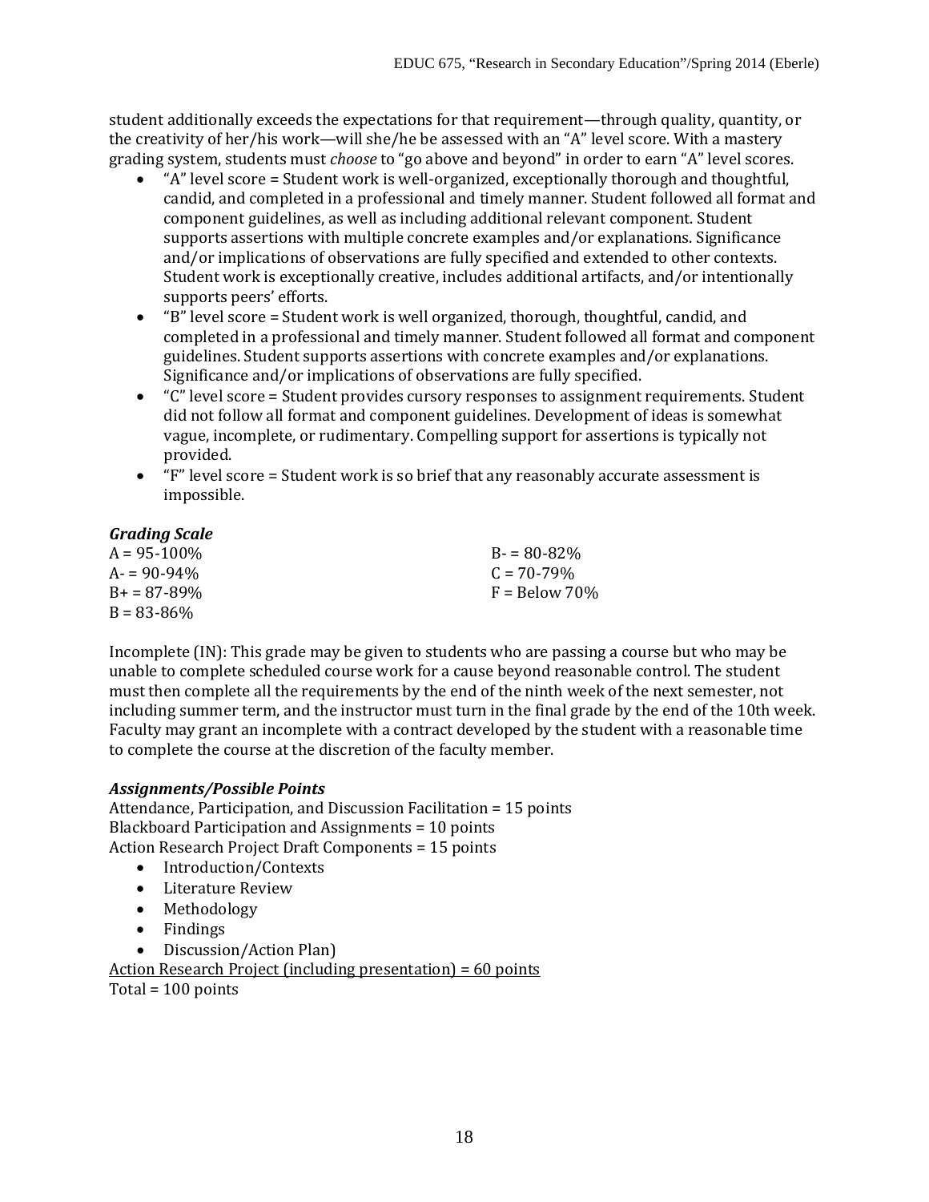student additionally exceeds the expectations for that requirement—through quality, quantity, or the creativity of her/his work—will she/he be assessed with an "A" level score. With a mastery grading system, students must *choose* to "go above and beyond" in order to earn "A" level scores.

- "A" level score = Student work is well-organized, exceptionally thorough and thoughtful, candid, and completed in a professional and timely manner. Student followed all format and component guidelines, as well as including additional relevant component. Student supports assertions with multiple concrete examples and/or explanations. Significance and/or implications of observations are fully specified and extended to other contexts. Student work is exceptionally creative, includes additional artifacts, and/or intentionally supports peers' efforts.
- "B" level score = Student work is well organized, thorough, thoughtful, candid, and completed in a professional and timely manner. Student followed all format and component guidelines. Student supports assertions with concrete examples and/or explanations. Significance and/or implications of observations are fully specified.
- "C" level score = Student provides cursory responses to assignment requirements. Student did not follow all format and component guidelines. Development of ideas is somewhat vague, incomplete, or rudimentary. Compelling support for assertions is typically not provided.
- "F" level score = Student work is so brief that any reasonably accurate assessment is impossible.

***Grading Scale***

A = 95-100%
A- = 90-94%
B+ = 87-89%
B = 83-86%
B- = 80-82%
C = 70-79%
F = Below 70%

Incomplete (IN): This grade may be given to students who are passing a course but who may be unable to complete scheduled course work for a cause beyond reasonable control. The student must then complete all the requirements by the end of the ninth week of the next semester, not including summer term, and the instructor must turn in the final grade by the end of the 10th week. Faculty may grant an incomplete with a contract developed by the student with a reasonable time to complete the course at the discretion of the faculty member.

***Assignments/Possible Points***

Attendance, Participation, and Discussion Facilitation = 15 points
Blackboard Participation and Assignments = 10 points
Action Research Project Draft Components = 15 points

- Introduction/Contexts
- Literature Review
- Methodology
- Findings
- Discussion/Action Plan)

<u>Action Research Project (including presentation) = 60 points</u>
Total = 100 points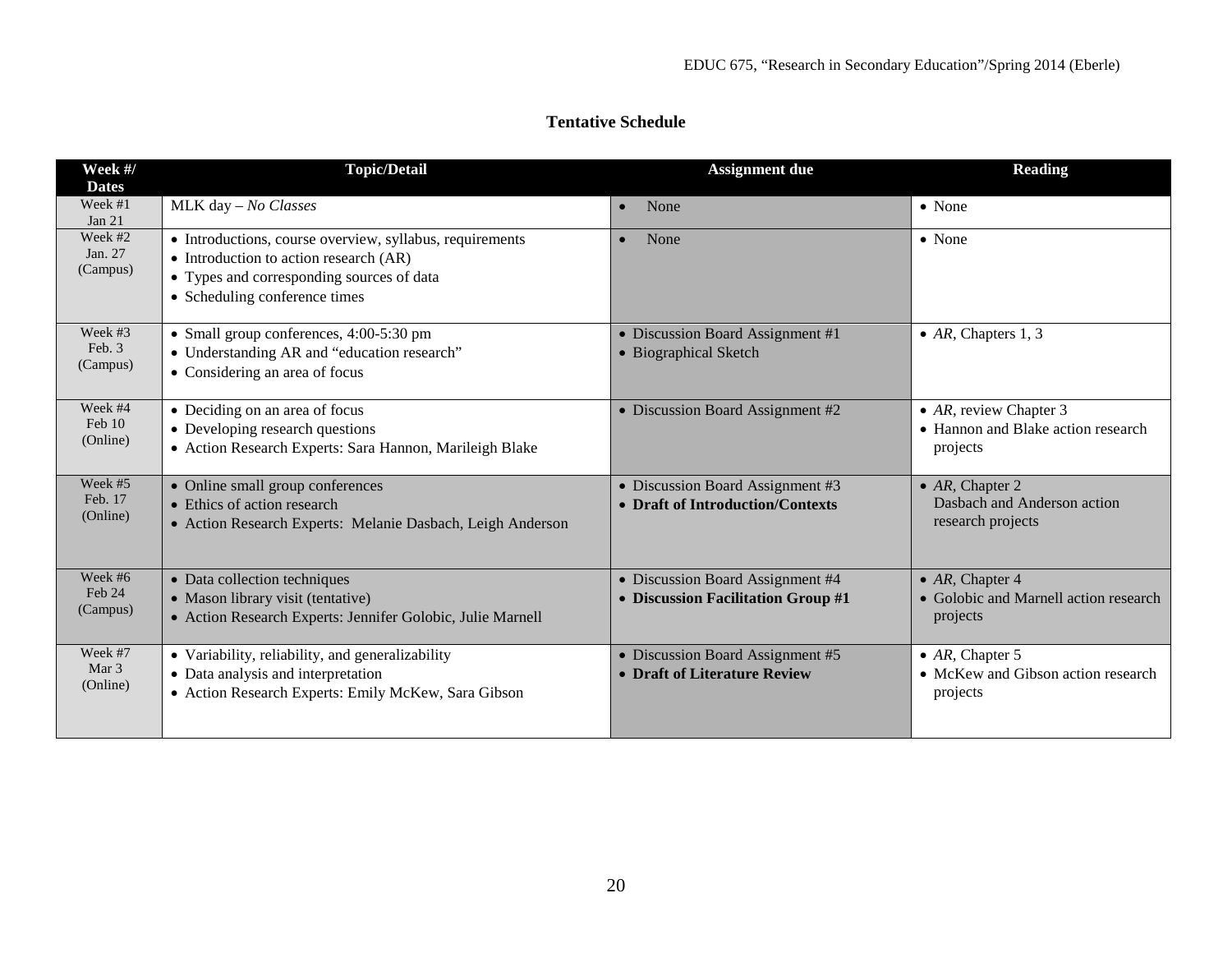**Tentative Schedule**

| Week #/ Dates | Topic/Detail | Assignment due | Reading |
|---|---|---|---|
| Week #1 Jan 21 | MLK day – *No Classes* | • None | • None |
| Week #2 Jan. 27 (Campus) | • Introductions, course overview, syllabus, requirements<br>• Introduction to action research (AR)<br>• Types and corresponding sources of data<br>• Scheduling conference times | • None | • None |
| Week #3 Feb. 3 (Campus) | • Small group conferences, 4:00-5:30 pm<br>• Understanding AR and "education research"<br>• Considering an area of focus | • Discussion Board Assignment #1<br>• Biographical Sketch | • *AR*, Chapters 1, 3 |
| Week #4 Feb 10 (Online) | • Deciding on an area of focus<br>• Developing research questions<br>• Action Research Experts: Sara Hannon, Marileigh Blake | • Discussion Board Assignment #2 | • *AR*, review Chapter 3<br>• Hannon and Blake action research projects |
| Week #5 Feb. 17 (Online) | • Online small group conferences<br>• Ethics of action research<br>• Action Research Experts: Melanie Dasbach, Leigh Anderson | • Discussion Board Assignment #3<br>• **Draft of Introduction/Contexts** | • *AR*, Chapter 2<br>Dasbach and Anderson action research projects |
| Week #6 Feb 24 (Campus) | • Data collection techniques<br>• Mason library visit (tentative)<br>• Action Research Experts: Jennifer Golobic, Julie Marnell | • Discussion Board Assignment #4<br>• **Discussion Facilitation Group #1** | • *AR*, Chapter 4<br>• Golobic and Marnell action research projects |
| Week #7 Mar 3 (Online) | • Variability, reliability, and generalizability<br>• Data analysis and interpretation<br>• Action Research Experts: Emily McKew, Sara Gibson | • Discussion Board Assignment #5<br>• **Draft of Literature Review** | • *AR*, Chapter 5<br>• McKew and Gibson action research projects |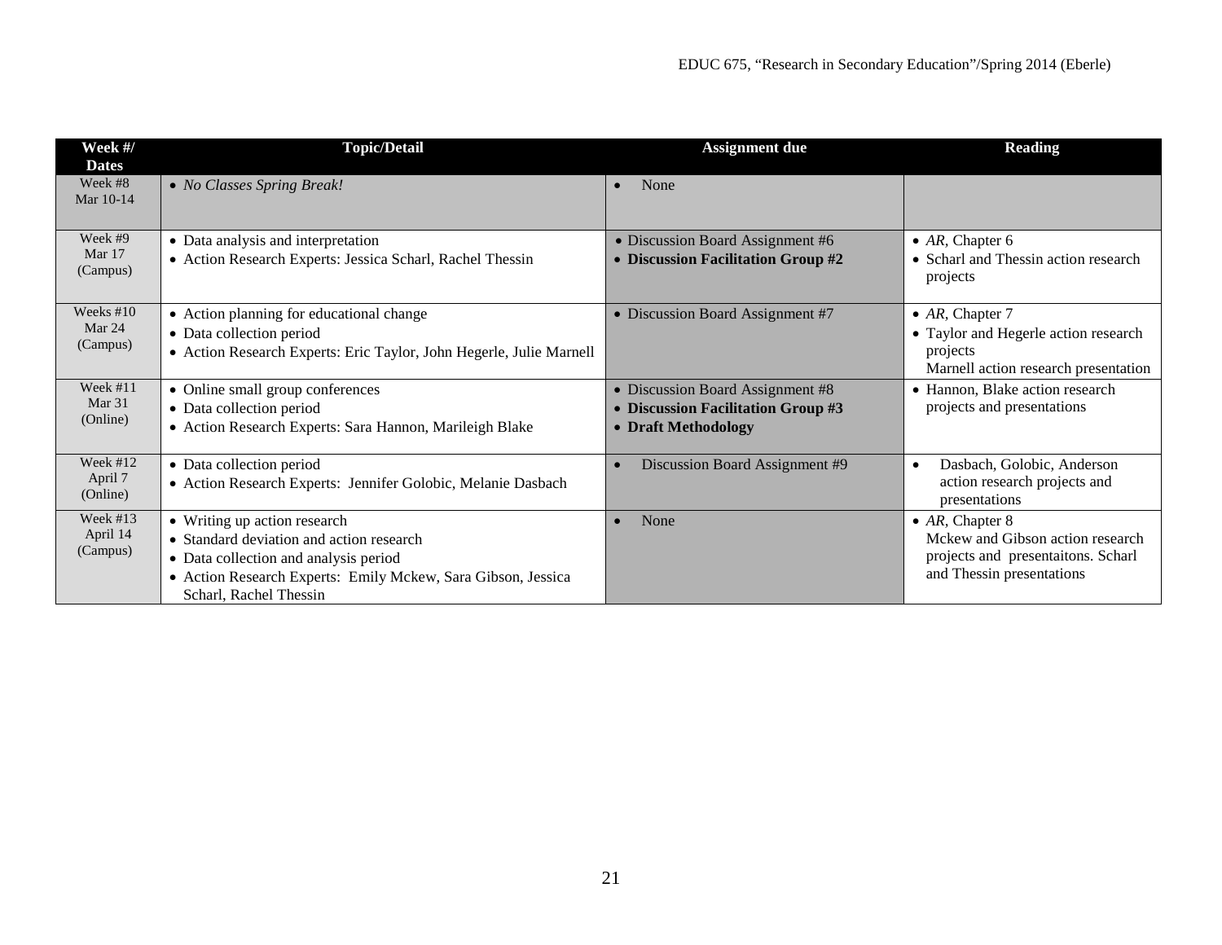| Week #/ Dates | Topic/Detail | Assignment due | Reading |
|---|---|---|---|
| Week #8<br>Mar 10-14 | • *No Classes Spring Break!* | • None | |
| Week #9<br>Mar 17<br>(Campus) | • Data analysis and interpretation<br>• Action Research Experts: Jessica Scharl, Rachel Thessin | • Discussion Board Assignment #6<br>• **Discussion Facilitation Group #2** | • *AR*, Chapter 6<br>• Scharl and Thessin action research projects |
| Weeks #10<br>Mar 24<br>(Campus) | • Action planning for educational change<br>• Data collection period<br>• Action Research Experts: Eric Taylor, John Hegerle, Julie Marnell | • Discussion Board Assignment #7 | • *AR*, Chapter 7<br>• Taylor and Hegerle action research projects<br>Marnell action research presentation |
| Week #11<br>Mar 31<br>(Online) | • Online small group conferences<br>• Data collection period<br>• Action Research Experts: Sara Hannon, Marileigh Blake | • Discussion Board Assignment #8<br>• **Discussion Facilitation Group #3**<br>• **Draft Methodology** | • Hannon, Blake action research projects and presentations |
| Week #12<br>April 7<br>(Online) | • Data collection period<br>• Action Research Experts: Jennifer Golobic, Melanie Dasbach | • Discussion Board Assignment #9 | • Dasbach, Golobic, Anderson action research projects and presentations |
| Week #13<br>April 14<br>(Campus) | • Writing up action research<br>• Standard deviation and action research<br>• Data collection and analysis period<br>• Action Research Experts: Emily Mckew, Sara Gibson, Jessica Scharl, Rachel Thessin | • None | • *AR*, Chapter 8<br>Mckew and Gibson action research projects and presentaitons. Scharl and Thessin presentations |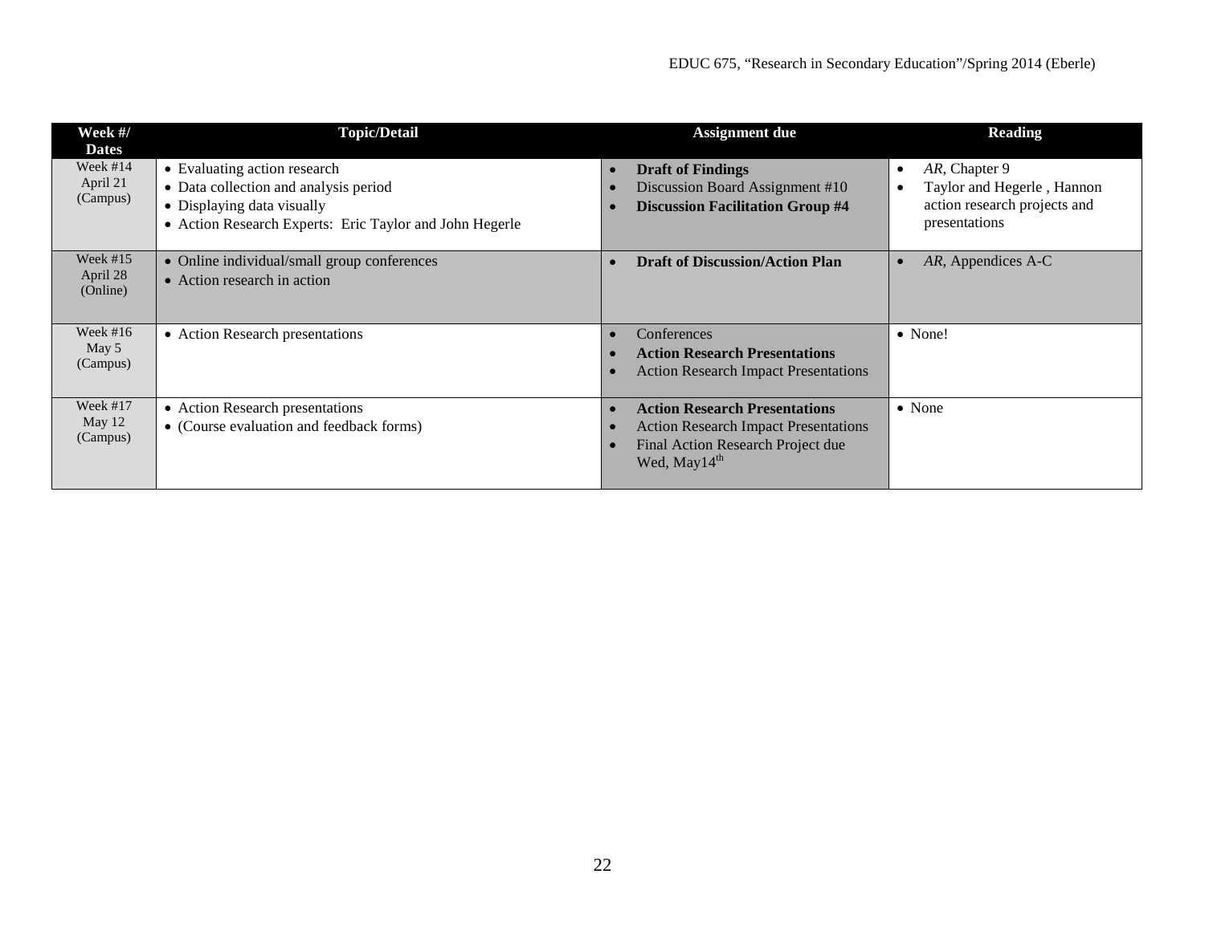| Week #/ Dates | Topic/Detail | Assignment due | Reading |
|---|---|---|---|
| Week #14 April 21 (Campus) | • Evaluating action research<br>• Data collection and analysis period<br>• Displaying data visually<br>• Action Research Experts: Eric Taylor and John Hegerle | • **Draft of Findings**<br>• Discussion Board Assignment #10<br>• **Discussion Facilitation Group #4** | • *AR*, Chapter 9<br>• Taylor and Hegerle , Hannon action research projects and presentations |
| Week #15 April 28 (Online) | • Online individual/small group conferences<br>• Action research in action | • **Draft of Discussion/Action Plan** | • *AR*, Appendices A-C |
| Week #16 May 5 (Campus) | • Action Research presentations | • Conferences<br>• **Action Research Presentations**<br>• Action Research Impact Presentations | • None! |
| Week #17 May 12 (Campus) | • Action Research presentations<br>• (Course evaluation and feedback forms) | • **Action Research Presentations**<br>• Action Research Impact Presentations<br>• Final Action Research Project due Wed, May14th | • None |